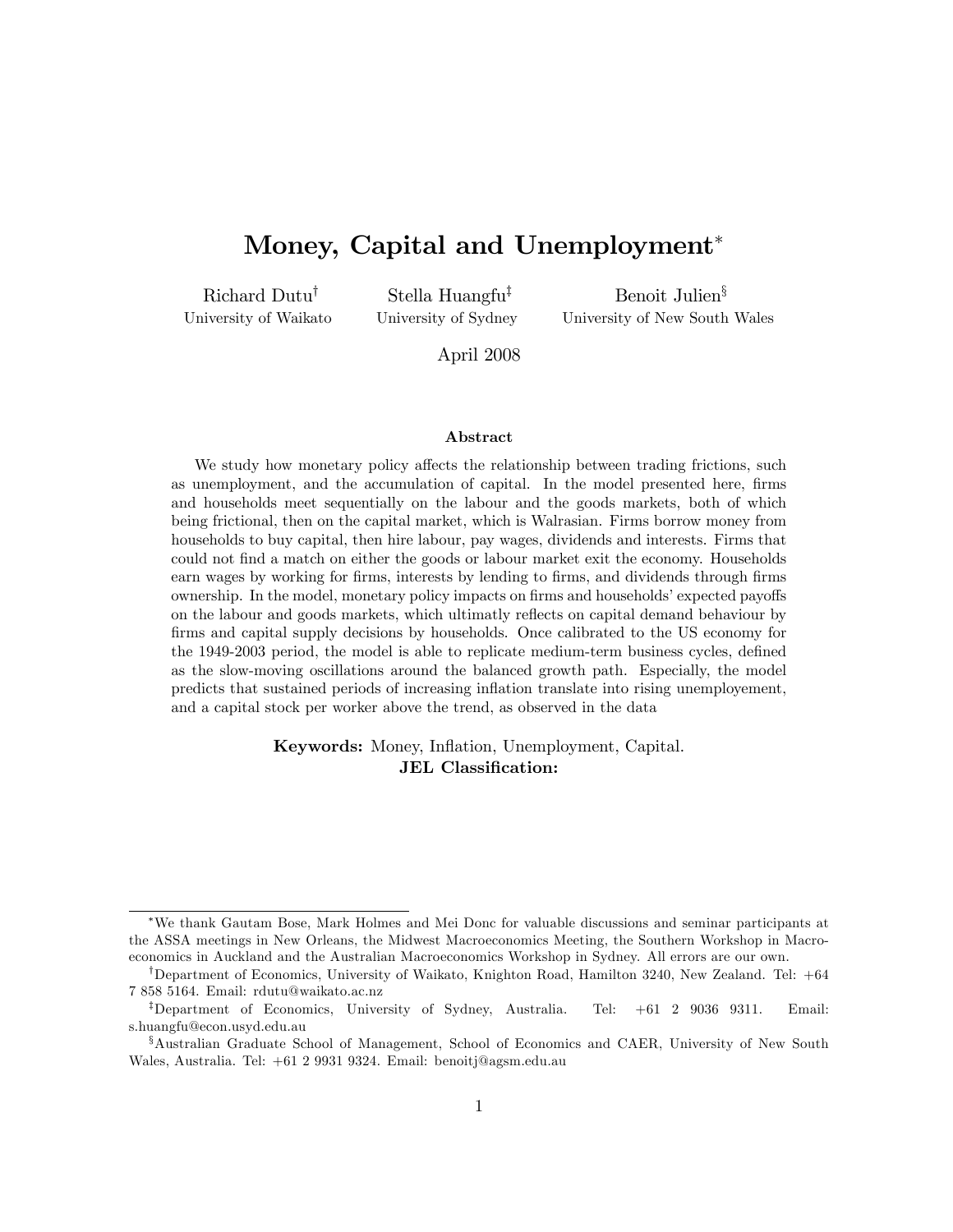# Money, Capital and Unemployment*

Richard Dutu[†] — University of Waikato

Stella Huangfu[‡] — University of Sydney

Benoit Julien[§] — University of New South Wales

April 2008

### Abstract

We study how monetary policy affects the relationship between trading frictions, such as unemployment, and the accumulation of capital. In the model presented here, firms and households meet sequentially on the labour and the goods markets, both of which being frictional, then on the capital market, which is Walrasian. Firms borrow money from households to buy capital, then hire labour, pay wages, dividends and interests. Firms that could not find a match on either the goods or labour market exit the economy. Households earn wages by working for firms, interests by lending to firms, and dividends through firms ownership. In the model, monetary policy impacts on firms and households' expected payoffs on the labour and goods markets, which ultimatly reflects on capital demand behaviour by firms and capital supply decisions by households. Once calibrated to the US economy for the 1949-2003 period, the model is able to replicate medium-term business cycles, defined as the slow-moving oscillations around the balanced growth path. Especially, the model predicts that sustained periods of increasing inflation translate into rising unemployement, and a capital stock per worker above the trend, as observed in the data

**Keywords:** Money, Inflation, Unemployment, Capital.
**JEL Classification:**

---

*We thank Gautam Bose, Mark Holmes and Mei Donc for valuable discussions and seminar participants at the ASSA meetings in New Orleans, the Midwest Macroeconomics Meeting, the Southern Workshop in Macroeconomics in Auckland and the Australian Macroeconomics Workshop in Sydney. All errors are our own.

[†]Department of Economics, University of Waikato, Knighton Road, Hamilton 3240, New Zealand. Tel: +64 7 858 5164. Email: rdutu@waikato.ac.nz

[‡]Department of Economics, University of Sydney, Australia. Tel: +61 2 9036 9311. Email: s.huangfu@econ.usyd.edu.au

[§]Australian Graduate School of Management, School of Economics and CAER, University of New South Wales, Australia. Tel: +61 2 9931 9324. Email: benoitj@agsm.edu.au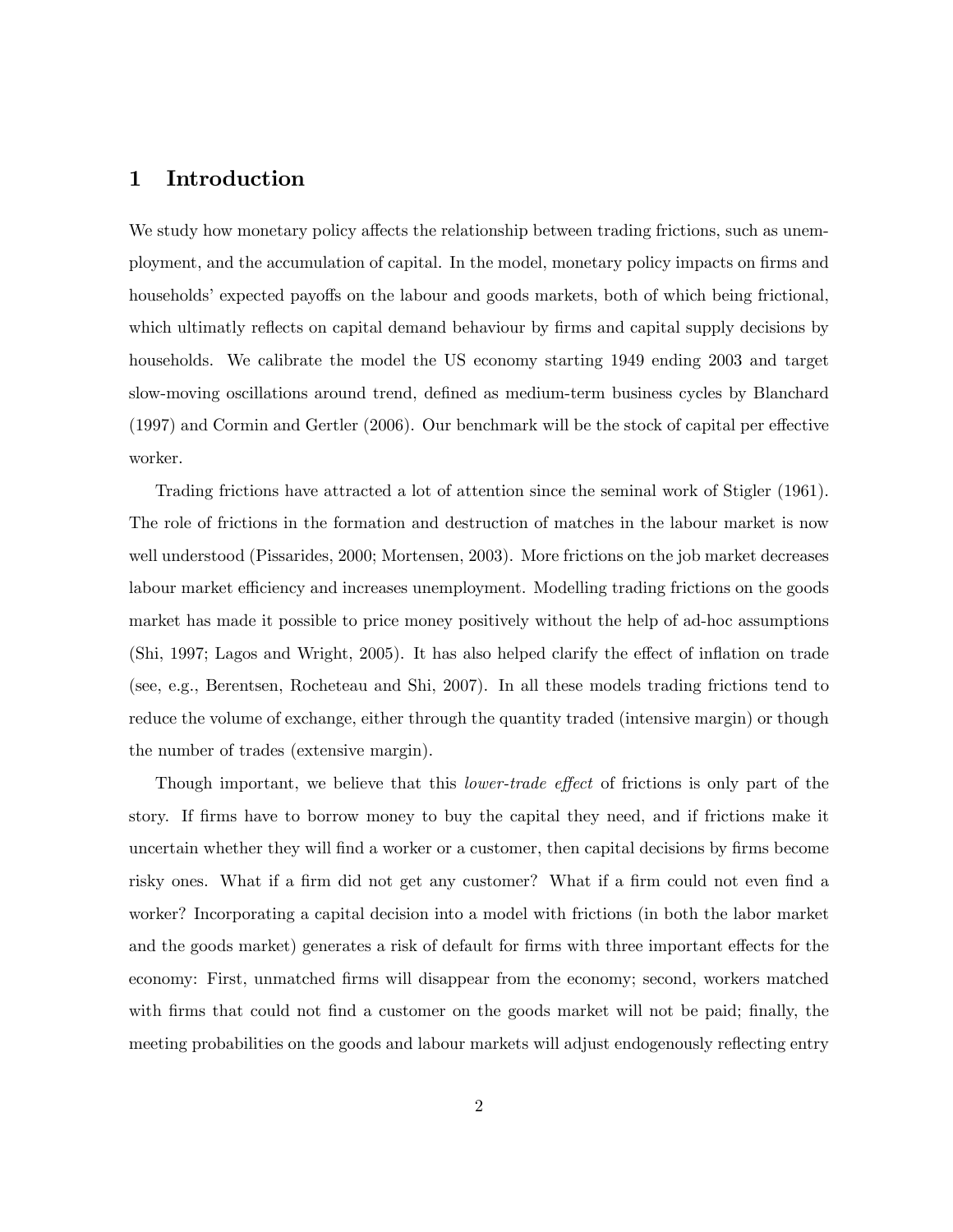# 1 Introduction

We study how monetary policy affects the relationship between trading frictions, such as unemployment, and the accumulation of capital. In the model, monetary policy impacts on firms and households' expected payoffs on the labour and goods markets, both of which being frictional, which ultimatly reflects on capital demand behaviour by firms and capital supply decisions by households. We calibrate the model the US economy starting 1949 ending 2003 and target slow-moving oscillations around trend, defined as medium-term business cycles by Blanchard (1997) and Cormin and Gertler (2006). Our benchmark will be the stock of capital per effective worker.

Trading frictions have attracted a lot of attention since the seminal work of Stigler (1961). The role of frictions in the formation and destruction of matches in the labour market is now well understood (Pissarides, 2000; Mortensen, 2003). More frictions on the job market decreases labour market efficiency and increases unemployment. Modelling trading frictions on the goods market has made it possible to price money positively without the help of ad-hoc assumptions (Shi, 1997; Lagos and Wright, 2005). It has also helped clarify the effect of inflation on trade (see, e.g., Berentsen, Rocheteau and Shi, 2007). In all these models trading frictions tend to reduce the volume of exchange, either through the quantity traded (intensive margin) or though the number of trades (extensive margin).

Though important, we believe that this *lower-trade effect* of frictions is only part of the story. If firms have to borrow money to buy the capital they need, and if frictions make it uncertain whether they will find a worker or a customer, then capital decisions by firms become risky ones. What if a firm did not get any customer? What if a firm could not even find a worker? Incorporating a capital decision into a model with frictions (in both the labor market and the goods market) generates a risk of default for firms with three important effects for the economy: First, unmatched firms will disappear from the economy; second, workers matched with firms that could not find a customer on the goods market will not be paid; finally, the meeting probabilities on the goods and labour markets will adjust endogenously reflecting entry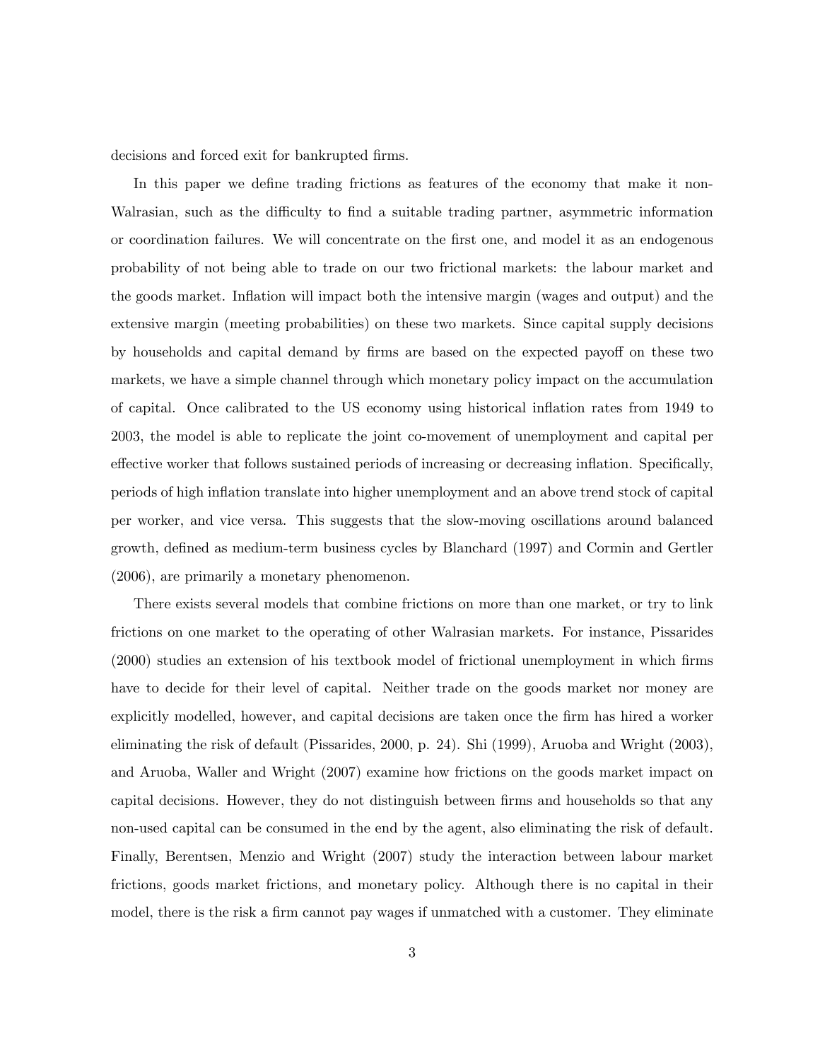decisions and forced exit for bankrupted firms.

In this paper we define trading frictions as features of the economy that make it non-Walrasian, such as the difficulty to find a suitable trading partner, asymmetric information or coordination failures. We will concentrate on the first one, and model it as an endogenous probability of not being able to trade on our two frictional markets: the labour market and the goods market. Inflation will impact both the intensive margin (wages and output) and the extensive margin (meeting probabilities) on these two markets. Since capital supply decisions by households and capital demand by firms are based on the expected payoff on these two markets, we have a simple channel through which monetary policy impact on the accumulation of capital. Once calibrated to the US economy using historical inflation rates from 1949 to 2003, the model is able to replicate the joint co-movement of unemployment and capital per effective worker that follows sustained periods of increasing or decreasing inflation. Specifically, periods of high inflation translate into higher unemployment and an above trend stock of capital per worker, and vice versa. This suggests that the slow-moving oscillations around balanced growth, defined as medium-term business cycles by Blanchard (1997) and Cormin and Gertler (2006), are primarily a monetary phenomenon.

There exists several models that combine frictions on more than one market, or try to link frictions on one market to the operating of other Walrasian markets. For instance, Pissarides (2000) studies an extension of his textbook model of frictional unemployment in which firms have to decide for their level of capital. Neither trade on the goods market nor money are explicitly modelled, however, and capital decisions are taken once the firm has hired a worker eliminating the risk of default (Pissarides, 2000, p. 24). Shi (1999), Aruoba and Wright (2003), and Aruoba, Waller and Wright (2007) examine how frictions on the goods market impact on capital decisions. However, they do not distinguish between firms and households so that any non-used capital can be consumed in the end by the agent, also eliminating the risk of default. Finally, Berentsen, Menzio and Wright (2007) study the interaction between labour market frictions, goods market frictions, and monetary policy. Although there is no capital in their model, there is the risk a firm cannot pay wages if unmatched with a customer. They eliminate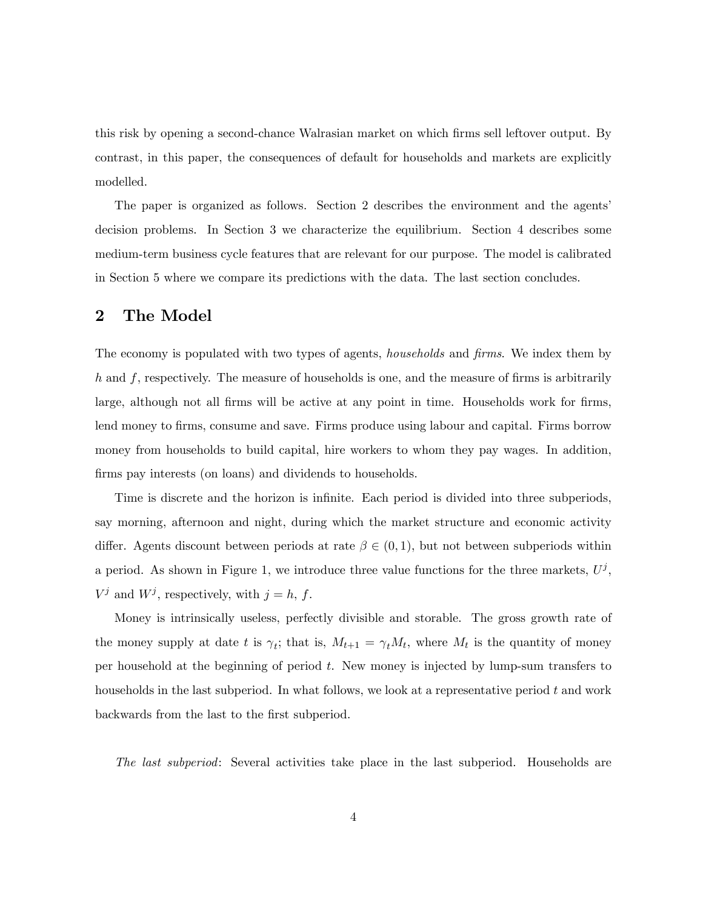this risk by opening a second-chance Walrasian market on which firms sell leftover output. By contrast, in this paper, the consequences of default for households and markets are explicitly modelled.

The paper is organized as follows. Section 2 describes the environment and the agents' decision problems. In Section 3 we characterize the equilibrium. Section 4 describes some medium-term business cycle features that are relevant for our purpose. The model is calibrated in Section 5 where we compare its predictions with the data. The last section concludes.

## 2 The Model

The economy is populated with two types of agents, *households* and *firms*. We index them by $h$ and $f$, respectively. The measure of households is one, and the measure of firms is arbitrarily large, although not all firms will be active at any point in time. Households work for firms, lend money to firms, consume and save. Firms produce using labour and capital. Firms borrow money from households to build capital, hire workers to whom they pay wages. In addition, firms pay interests (on loans) and dividends to households.

Time is discrete and the horizon is infinite. Each period is divided into three subperiods, say morning, afternoon and night, during which the market structure and economic activity differ. Agents discount between periods at rate $\beta \in (0, 1)$, but not between subperiods within a period. As shown in Figure 1, we introduce three value functions for the three markets, $U^j$, $V^j$ and $W^j$, respectively, with $j = h, f$.

Money is intrinsically useless, perfectly divisible and storable. The gross growth rate of the money supply at date $t$ is $\gamma_t$; that is, $M_{t+1} = \gamma_t M_t$, where $M_t$ is the quantity of money per household at the beginning of period $t$. New money is injected by lump-sum transfers to households in the last subperiod. In what follows, we look at a representative period $t$ and work backwards from the last to the first subperiod.

*The last subperiod*: Several activities take place in the last subperiod. Households are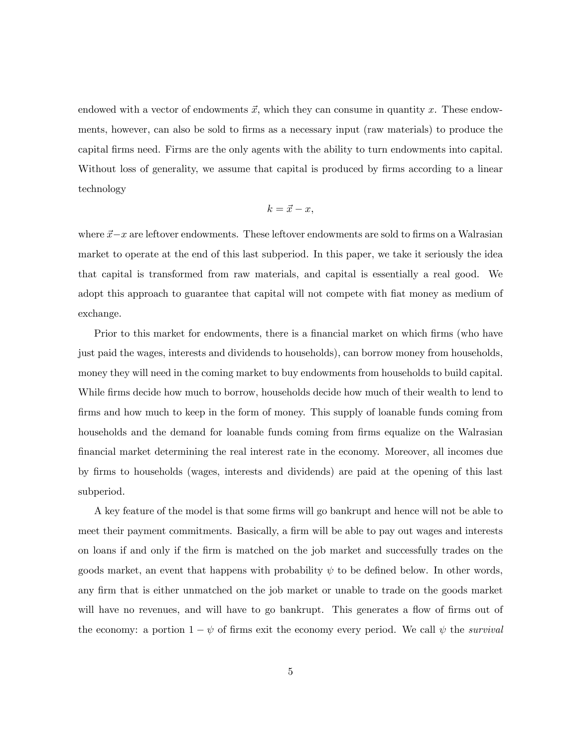endowed with a vector of endowments $\vec{x}$, which they can consume in quantity $x$. These endowments, however, can also be sold to firms as a necessary input (raw materials) to produce the capital firms need. Firms are the only agents with the ability to turn endowments into capital. Without loss of generality, we assume that capital is produced by firms according to a linear technology

$$k = \vec{x} - x,$$

where $\vec{x} - x$ are leftover endowments. These leftover endowments are sold to firms on a Walrasian market to operate at the end of this last subperiod. In this paper, we take it seriously the idea that capital is transformed from raw materials, and capital is essentially a real good. We adopt this approach to guarantee that capital will not compete with fiat money as medium of exchange.

Prior to this market for endowments, there is a financial market on which firms (who have just paid the wages, interests and dividends to households), can borrow money from households, money they will need in the coming market to buy endowments from households to build capital. While firms decide how much to borrow, households decide how much of their wealth to lend to firms and how much to keep in the form of money. This supply of loanable funds coming from households and the demand for loanable funds coming from firms equalize on the Walrasian financial market determining the real interest rate in the economy. Moreover, all incomes due by firms to households (wages, interests and dividends) are paid at the opening of this last subperiod.

A key feature of the model is that some firms will go bankrupt and hence will not be able to meet their payment commitments. Basically, a firm will be able to pay out wages and interests on loans if and only if the firm is matched on the job market and successfully trades on the goods market, an event that happens with probability $\psi$ to be defined below. In other words, any firm that is either unmatched on the job market or unable to trade on the goods market will have no revenues, and will have to go bankrupt. This generates a flow of firms out of the economy: a portion $1 - \psi$ of firms exit the economy every period. We call $\psi$ the *survival*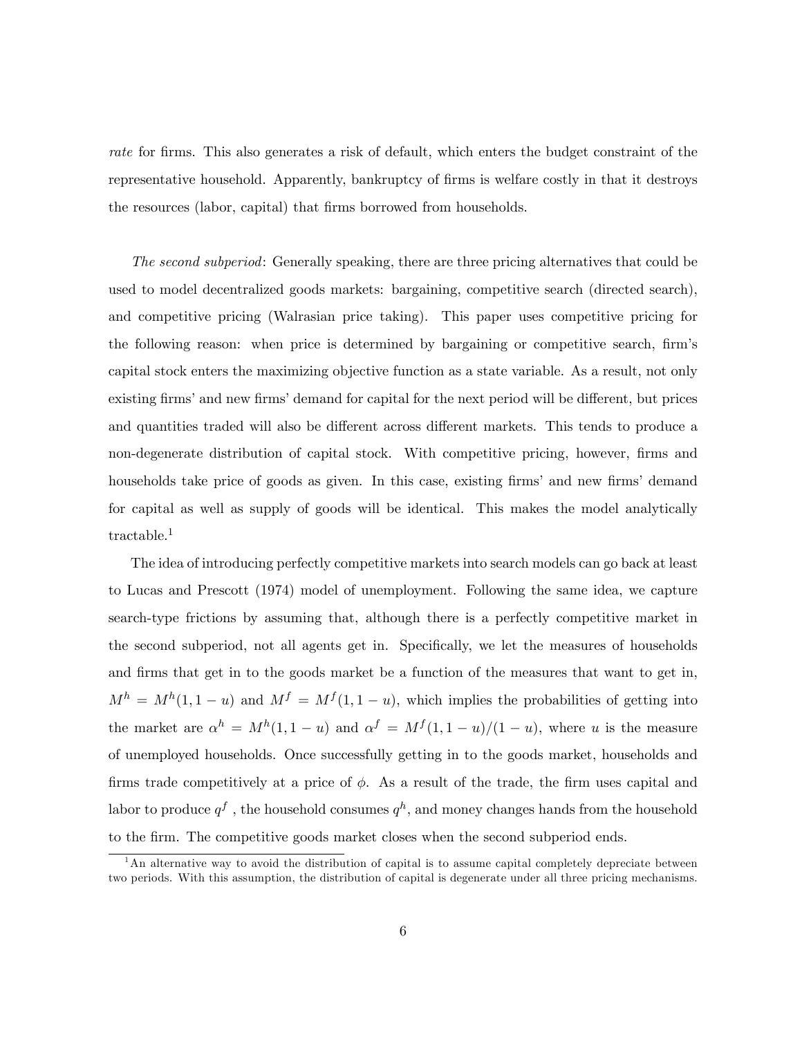*rate* for firms. This also generates a risk of default, which enters the budget constraint of the representative household. Apparently, bankruptcy of firms is welfare costly in that it destroys the resources (labor, capital) that firms borrowed from households.

*The second subperiod*: Generally speaking, there are three pricing alternatives that could be used to model decentralized goods markets: bargaining, competitive search (directed search), and competitive pricing (Walrasian price taking). This paper uses competitive pricing for the following reason: when price is determined by bargaining or competitive search, firm's capital stock enters the maximizing objective function as a state variable. As a result, not only existing firms' and new firms' demand for capital for the next period will be different, but prices and quantities traded will also be different across different markets. This tends to produce a non-degenerate distribution of capital stock. With competitive pricing, however, firms and households take price of goods as given. In this case, existing firms' and new firms' demand for capital as well as supply of goods will be identical. This makes the model analytically tractable.[1]

The idea of introducing perfectly competitive markets into search models can go back at least to Lucas and Prescott (1974) model of unemployment. Following the same idea, we capture search-type frictions by assuming that, although there is a perfectly competitive market in the second subperiod, not all agents get in. Specifically, we let the measures of households and firms that get in to the goods market be a function of the measures that want to get in, $M^h = M^h(1, 1-u)$ and $M^f = M^f(1, 1-u)$, which implies the probabilities of getting into the market are $\alpha^h = M^h(1, 1-u)$ and $\alpha^f = M^f(1, 1-u)/(1-u)$, where $u$ is the measure of unemployed households. Once successfully getting in to the goods market, households and firms trade competitively at a price of $\phi$. As a result of the trade, the firm uses capital and labor to produce $q^f$, the household consumes $q^h$, and money changes hands from the household to the firm. The competitive goods market closes when the second subperiod ends.

[1] An alternative way to avoid the distribution of capital is to assume capital completely depreciate between two periods. With this assumption, the distribution of capital is degenerate under all three pricing mechanisms.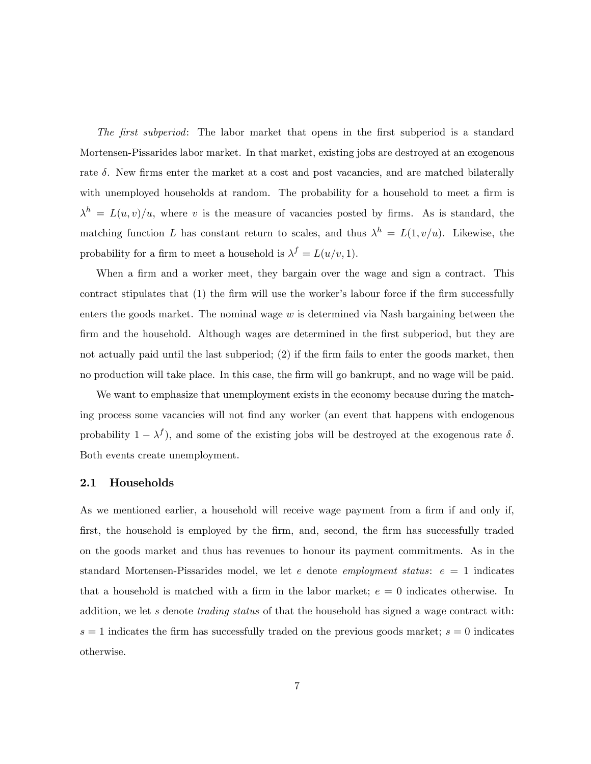*The first subperiod*: The labor market that opens in the first subperiod is a standard Mortensen-Pissarides labor market. In that market, existing jobs are destroyed at an exogenous rate $\delta$. New firms enter the market at a cost and post vacancies, and are matched bilaterally with unemployed households at random. The probability for a household to meet a firm is $\lambda^h = L(u, v)/u$, where $v$ is the measure of vacancies posted by firms. As is standard, the matching function $L$ has constant return to scales, and thus $\lambda^h = L(1, v/u)$. Likewise, the probability for a firm to meet a household is $\lambda^f = L(u/v, 1)$.

When a firm and a worker meet, they bargain over the wage and sign a contract. This contract stipulates that (1) the firm will use the worker's labour force if the firm successfully enters the goods market. The nominal wage $w$ is determined via Nash bargaining between the firm and the household. Although wages are determined in the first subperiod, but they are not actually paid until the last subperiod; (2) if the firm fails to enter the goods market, then no production will take place. In this case, the firm will go bankrupt, and no wage will be paid.

We want to emphasize that unemployment exists in the economy because during the matching process some vacancies will not find any worker (an event that happens with endogenous probability $1 - \lambda^f$), and some of the existing jobs will be destroyed at the exogenous rate $\delta$. Both events create unemployment.

## 2.1 Households

As we mentioned earlier, a household will receive wage payment from a firm if and only if, first, the household is employed by the firm, and, second, the firm has successfully traded on the goods market and thus has revenues to honour its payment commitments. As in the standard Mortensen-Pissarides model, we let $e$ denote *employment status*: $e = 1$ indicates that a household is matched with a firm in the labor market; $e = 0$ indicates otherwise. In addition, we let $s$ denote *trading status* of that the household has signed a wage contract with: $s = 1$ indicates the firm has successfully traded on the previous goods market; $s = 0$ indicates otherwise.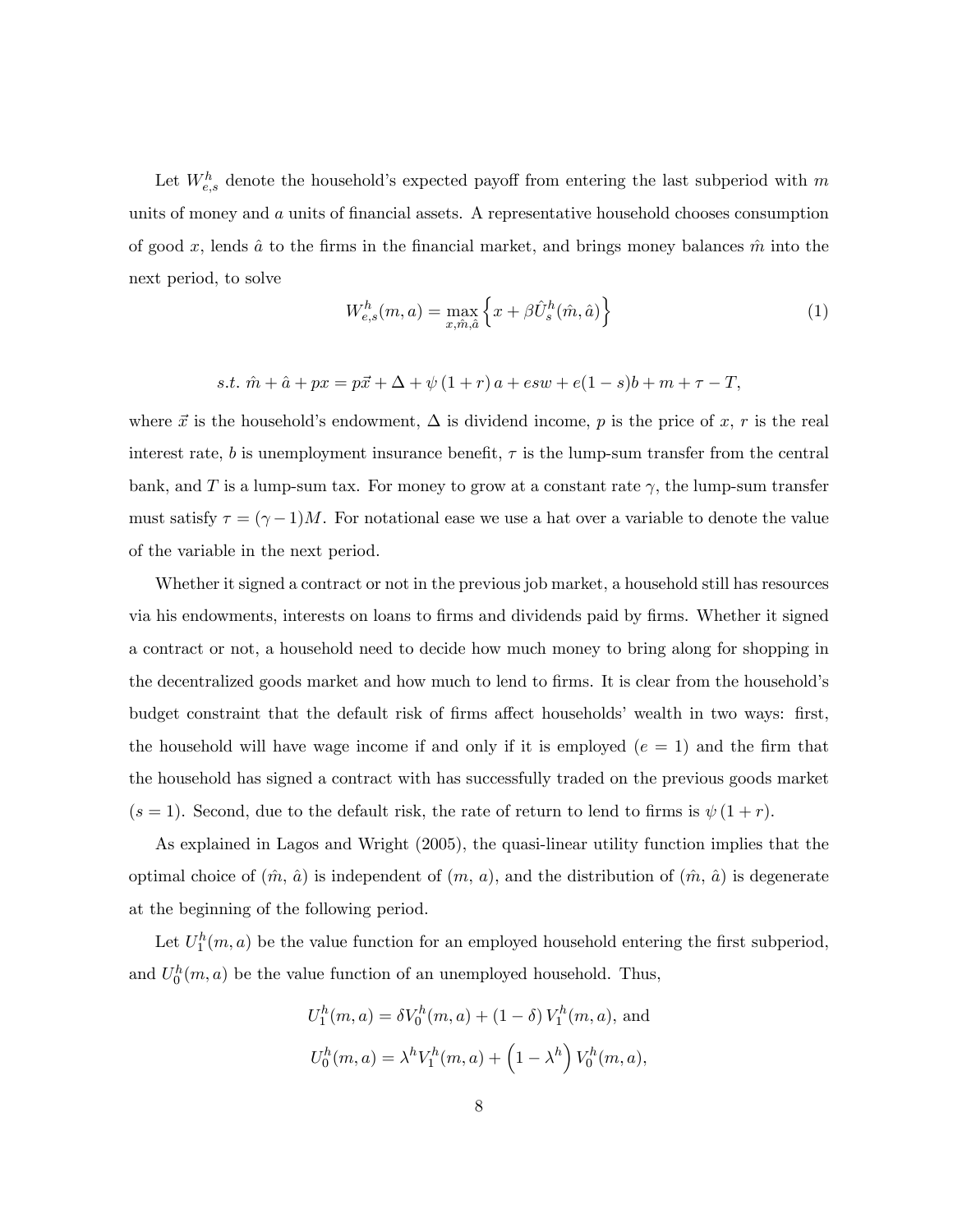Let $W^h_{e,s}$ denote the household's expected payoff from entering the last subperiod with $m$ units of money and $a$ units of financial assets. A representative household chooses consumption of good $x$, lends $\hat{a}$ to the firms in the financial market, and brings money balances $\hat{m}$ into the next period, to solve

$$W^h_{e,s}(m, a) = \max_{x, \hat{m}, \hat{a}} \left\{ x + \beta \hat{U}^h_s(\hat{m}, \hat{a}) \right\} \tag{1}$$

$$s.t. \; \hat{m} + \hat{a} + px = p\vec{x} + \Delta + \psi(1 + r)a + esw + e(1 - s)b + m + \tau - T,$$

where $\vec{x}$ is the household's endowment, $\Delta$ is dividend income, $p$ is the price of $x$, $r$ is the real interest rate, $b$ is unemployment insurance benefit, $\tau$ is the lump-sum transfer from the central bank, and $T$ is a lump-sum tax. For money to grow at a constant rate $\gamma$, the lump-sum transfer must satisfy $\tau = (\gamma - 1)M$. For notational ease we use a hat over a variable to denote the value of the variable in the next period.

Whether it signed a contract or not in the previous job market, a household still has resources via his endowments, interests on loans to firms and dividends paid by firms. Whether it signed a contract or not, a household need to decide how much money to bring along for shopping in the decentralized goods market and how much to lend to firms. It is clear from the household's budget constraint that the default risk of firms affect households' wealth in two ways: first, the household will have wage income if and only if it is employed ($e = 1$) and the firm that the household has signed a contract with has successfully traded on the previous goods market ($s = 1$). Second, due to the default risk, the rate of return to lend to firms is $\psi(1 + r)$.

As explained in Lagos and Wright (2005), the quasi-linear utility function implies that the optimal choice of ($\hat{m}$, $\hat{a}$) is independent of ($m$, $a$), and the distribution of ($\hat{m}$, $\hat{a}$) is degenerate at the beginning of the following period.

Let $U^h_1(m, a)$ be the value function for an employed household entering the first subperiod, and $U^h_0(m, a)$ be the value function of an unemployed household. Thus,

$$U^h_1(m, a) = \delta V^h_0(m, a) + (1 - \delta) V^h_1(m, a), \text{ and}$$

$$U^h_0(m, a) = \lambda^h V^h_1(m, a) + \left(1 - \lambda^h\right) V^h_0(m, a),$$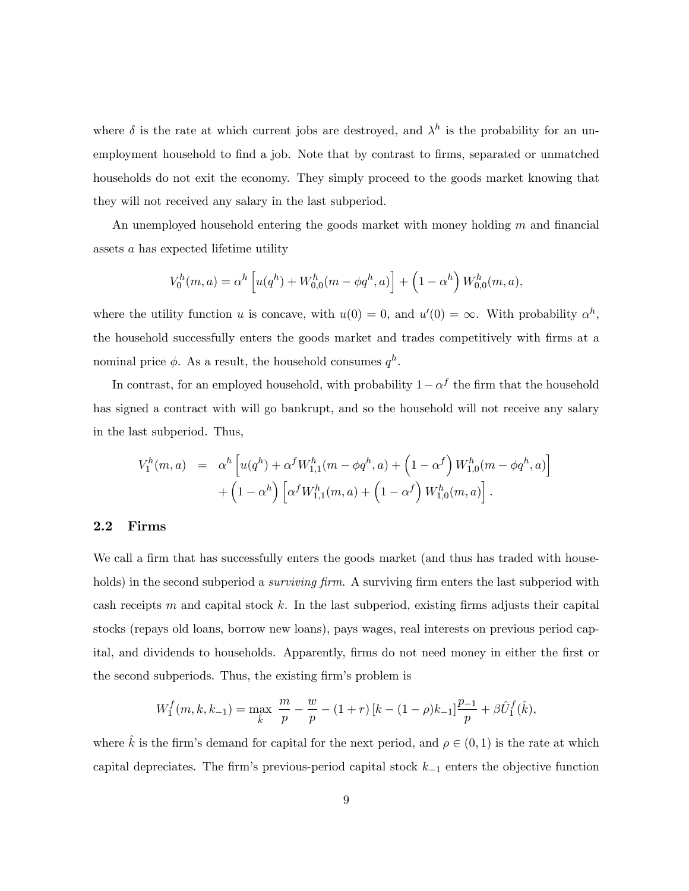where $\delta$ is the rate at which current jobs are destroyed, and $\lambda^h$ is the probability for an unemployment household to find a job. Note that by contrast to firms, separated or unmatched households do not exit the economy. They simply proceed to the goods market knowing that they will not received any salary in the last subperiod.

An unemployed household entering the goods market with money holding $m$ and financial assets $a$ has expected lifetime utility

$$V_0^h(m,a) = \alpha^h \left[u(q^h) + W_{0,0}^h(m - \phi q^h, a)\right] + \left(1 - \alpha^h\right) W_{0,0}^h(m,a),$$

where the utility function $u$ is concave, with $u(0) = 0$, and $u'(0) = \infty$. With probability $\alpha^h$, the household successfully enters the goods market and trades competitively with firms at a nominal price $\phi$. As a result, the household consumes $q^h$.

In contrast, for an employed household, with probability $1 - \alpha^f$ the firm that the household has signed a contract with will go bankrupt, and so the household will not receive any salary in the last subperiod. Thus,

$$\begin{aligned} V_1^h(m,a) &= \alpha^h \left[u(q^h) + \alpha^f W_{1,1}^h(m - \phi q^h, a) + \left(1 - \alpha^f\right) W_{1,0}^h(m - \phi q^h, a)\right] \\ &\quad + \left(1 - \alpha^h\right) \left[\alpha^f W_{1,1}^h(m,a) + \left(1 - \alpha^f\right) W_{1,0}^h(m,a)\right]. \end{aligned}$$

## 2.2 Firms

We call a firm that has successfully enters the goods market (and thus has traded with households) in the second subperiod a *surviving firm*. A surviving firm enters the last subperiod with cash receipts $m$ and capital stock $k$. In the last subperiod, existing firms adjusts their capital stocks (repays old loans, borrow new loans), pays wages, real interests on previous period capital, and dividends to households. Apparently, firms do not need money in either the first or the second subperiods. Thus, the existing firm's problem is

$$W_1^f(m,k,k_{-1}) = \max_{\hat{k}} \ \frac{m}{p} - \frac{w}{p} - (1+r)\left[k - (1-\rho)k_{-1}\right]\frac{p_{-1}}{p} + \beta \hat{U}_1^f(\hat{k}),$$

where $\hat{k}$ is the firm's demand for capital for the next period, and $\rho \in (0,1)$ is the rate at which capital depreciates. The firm's previous-period capital stock $k_{-1}$ enters the objective function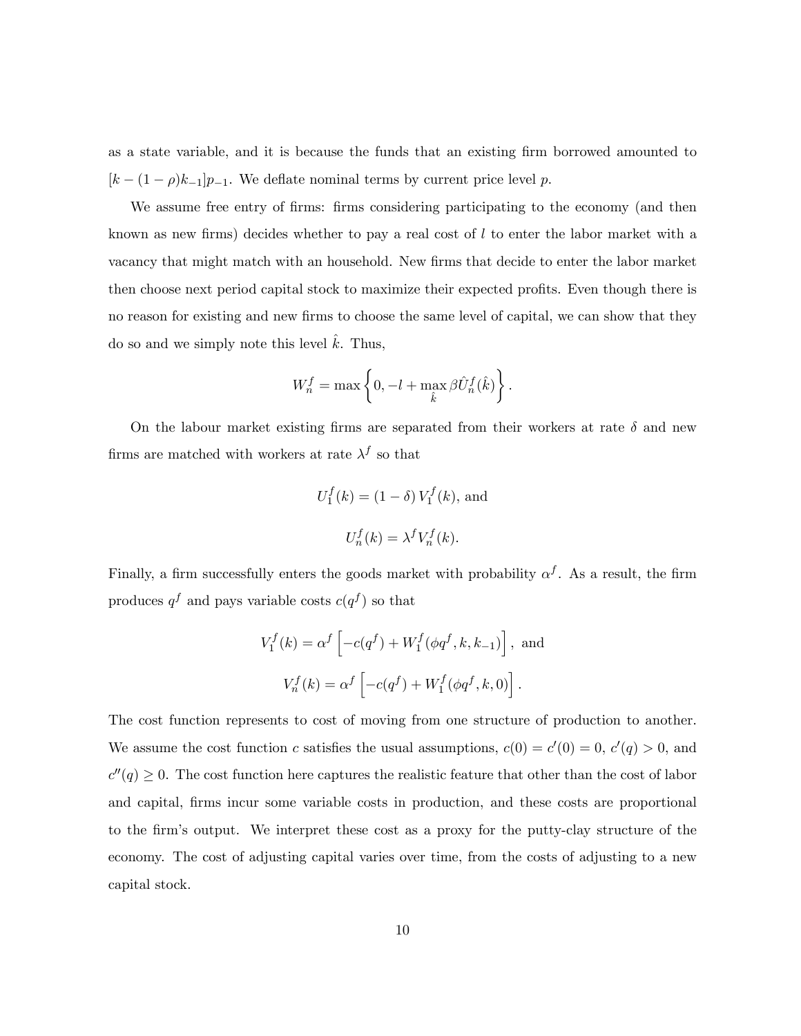as a state variable, and it is because the funds that an existing firm borrowed amounted to $[k - (1 - \rho)k_{-1}]p_{-1}$. We deflate nominal terms by current price level $p$.

We assume free entry of firms: firms considering participating to the economy (and then known as new firms) decides whether to pay a real cost of $l$ to enter the labor market with a vacancy that might match with an household. New firms that decide to enter the labor market then choose next period capital stock to maximize their expected profits. Even though there is no reason for existing and new firms to choose the same level of capital, we can show that they do so and we simply note this level $\hat{k}$. Thus,

$$W_n^f = \max\left\{0, -l + \max_{\hat{k}} \beta \hat{U}_n^f(\hat{k})\right\}.$$

On the labour market existing firms are separated from their workers at rate $\delta$ and new firms are matched with workers at rate $\lambda^f$ so that

$$U_1^f(k) = (1 - \delta)\, V_1^f(k), \text{ and}$$

$$U_n^f(k) = \lambda^f V_n^f(k).$$

Finally, a firm successfully enters the goods market with probability $\alpha^f$. As a result, the firm produces $q^f$ and pays variable costs $c(q^f)$ so that

$$V_1^f(k) = \alpha^f \left[-c(q^f) + W_1^f(\phi q^f, k, k_{-1})\right], \text{ and}$$

$$V_n^f(k) = \alpha^f \left[-c(q^f) + W_1^f(\phi q^f, k, 0)\right].$$

The cost function represents to cost of moving from one structure of production to another. We assume the cost function $c$ satisfies the usual assumptions, $c(0) = c'(0) = 0$, $c'(q) > 0$, and $c''(q) \geq 0$. The cost function here captures the realistic feature that other than the cost of labor and capital, firms incur some variable costs in production, and these costs are proportional to the firm's output. We interpret these cost as a proxy for the putty-clay structure of the economy. The cost of adjusting capital varies over time, from the costs of adjusting to a new capital stock.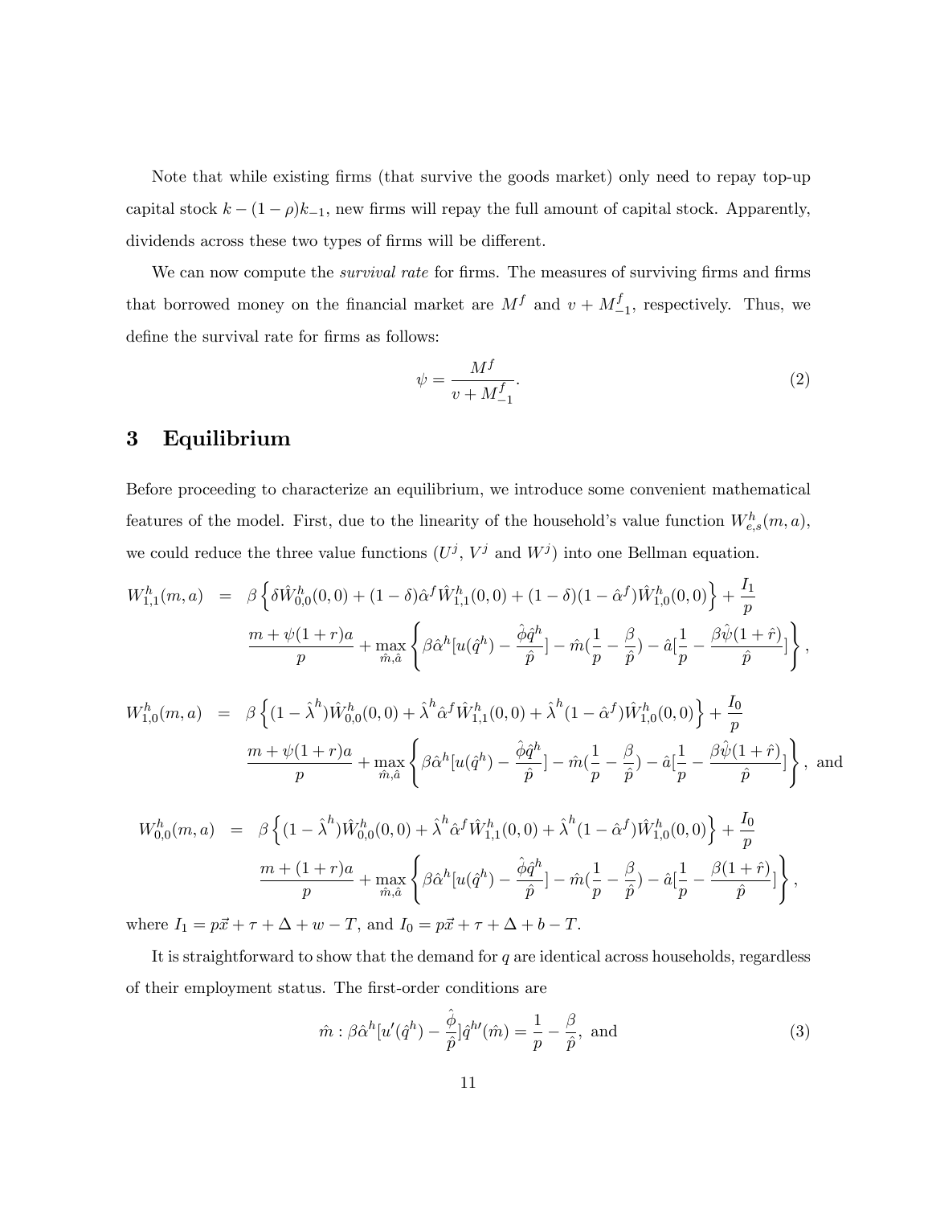Note that while existing firms (that survive the goods market) only need to repay top-up capital stock $k-(1-\rho)k_{-1}$, new firms will repay the full amount of capital stock. Apparently, dividends across these two types of firms will be different.

We can now compute the *survival rate* for firms. The measures of surviving firms and firms that borrowed money on the financial market are $M^f$ and $v+M^f_{-1}$, respectively. Thus, we define the survival rate for firms as follows:

$$\psi = \frac{M^f}{v+M^f_{-1}}. \tag{2}$$

# 3 Equilibrium

Before proceeding to characterize an equilibrium, we introduce some convenient mathematical features of the model. First, due to the linearity of the household's value function $W^h_{e,s}(m,a)$, we could reduce the three value functions ($U^j$, $V^j$ and $W^j$) into one Bellman equation.

$$\begin{aligned}
W^h_{1,1}(m,a) &= \beta\left\{\delta \hat{W}^h_{0,0}(0,0) + (1-\delta)\hat{\alpha}^f \hat{W}^h_{1,1}(0,0) + (1-\delta)(1-\hat{\alpha}^f)\hat{W}^h_{1,0}(0,0)\right\} + \frac{I_1}{p} \\
&\quad \frac{m+\psi(1+r)a}{p} + \max_{\hat{m},\hat{a}}\left\{\beta\hat{\alpha}^h[u(\hat{q}^h) - \frac{\hat{\phi}\hat{q}^h}{\hat{p}}] - \hat{m}(\frac{1}{p}-\frac{\beta}{\hat{p}}) - \hat{a}[\frac{1}{p} - \frac{\beta\hat{\psi}(1+\hat{r})}{\hat{p}}]\right\},
\end{aligned}$$

$$\begin{aligned}
W^h_{1,0}(m,a) &= \beta\left\{(1-\hat{\lambda}^h)\hat{W}^h_{0,0}(0,0) + \hat{\lambda}^h\hat{\alpha}^f \hat{W}^h_{1,1}(0,0) + \hat{\lambda}^h(1-\hat{\alpha}^f)\hat{W}^h_{1,0}(0,0)\right\} + \frac{I_0}{p} \\
&\quad \frac{m+\psi(1+r)a}{p} + \max_{\hat{m},\hat{a}}\left\{\beta\hat{\alpha}^h[u(\hat{q}^h) - \frac{\hat{\phi}\hat{q}^h}{\hat{p}}] - \hat{m}(\frac{1}{p}-\frac{\beta}{\hat{p}}) - \hat{a}[\frac{1}{p} - \frac{\beta\hat{\psi}(1+\hat{r})}{\hat{p}}]\right\}, \text{ and}
\end{aligned}$$

$$\begin{aligned}
W^h_{0,0}(m,a) &= \beta\left\{(1-\hat{\lambda}^h)\hat{W}^h_{0,0}(0,0) + \hat{\lambda}^h\hat{\alpha}^f \hat{W}^h_{1,1}(0,0) + \hat{\lambda}^h(1-\hat{\alpha}^f)\hat{W}^h_{1,0}(0,0)\right\} + \frac{I_0}{p} \\
&\quad \frac{m+(1+r)a}{p} + \max_{\hat{m},\hat{a}}\left\{\beta\hat{\alpha}^h[u(\hat{q}^h) - \frac{\hat{\phi}\hat{q}^h}{\hat{p}}] - \hat{m}(\frac{1}{p}-\frac{\beta}{\hat{p}}) - \hat{a}[\frac{1}{p} - \frac{\beta(1+\hat{r})}{\hat{p}}]\right\},
\end{aligned}$$

where $I_1 = p\vec{x} + \tau + \Delta + w - T$, and $I_0 = p\vec{x} + \tau + \Delta + b - T$.

It is straightforward to show that the demand for $q$ are identical across households, regardless of their employment status. The first-order conditions are

$$\hat{m} : \beta\hat{\alpha}^h[u'(\hat{q}^h) - \frac{\hat{\phi}}{\hat{p}}]\hat{q}^{h\prime}(\hat{m}) = \frac{1}{p} - \frac{\beta}{\hat{p}}, \text{ and} \tag{3}$$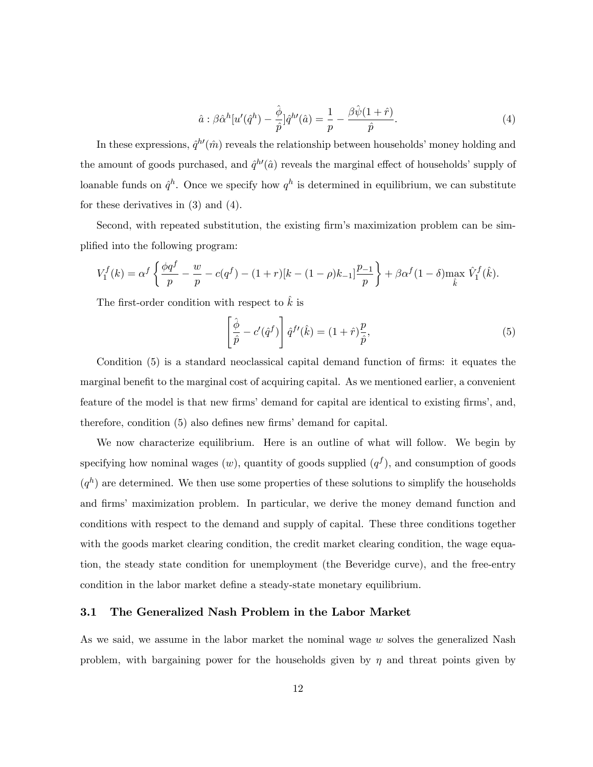$$\hat{a} : \beta\hat{\alpha}^h[u'(\hat{q}^h) - \frac{\hat{\phi}}{\hat{p}}]\hat{q}^{h\prime}(\hat{a}) = \frac{1}{p} - \frac{\beta\hat{\psi}(1+\hat{r})}{\hat{p}}. \tag{4}$$

In these expressions, $\hat{q}^{h\prime}(\hat{m})$ reveals the relationship between households' money holding and the amount of goods purchased, and $\hat{q}^{h\prime}(\hat{a})$ reveals the marginal effect of households' supply of loanable funds on $\hat{q}^h$. Once we specify how $q^h$ is determined in equilibrium, we can substitute for these derivatives in (3) and (4).

Second, with repeated substitution, the existing firm's maximization problem can be simplified into the following program:

$$V_1^f(k) = \alpha^f \left\{ \frac{\phi q^f}{p} - \frac{w}{p} - c(q^f) - (1+r)[k - (1-\rho)k_{-1}]\frac{p_{-1}}{p} \right\} + \beta\alpha^f(1-\delta)\max_{\hat{k}} \hat{V}_1^f(\hat{k}).$$

The first-order condition with respect to $\hat{k}$ is

$$\left[\frac{\hat{\phi}}{\hat{p}} - c'(\hat{q}^f)\right]\hat{q}^{f\prime}(\hat{k}) = (1+\hat{r})\frac{p}{\hat{p}}, \tag{5}$$

Condition (5) is a standard neoclassical capital demand function of firms: it equates the marginal benefit to the marginal cost of acquiring capital. As we mentioned earlier, a convenient feature of the model is that new firms' demand for capital are identical to existing firms', and, therefore, condition (5) also defines new firms' demand for capital.

We now characterize equilibrium. Here is an outline of what will follow. We begin by specifying how nominal wages ($w$), quantity of goods supplied ($q^f$), and consumption of goods ($q^h$) are determined. We then use some properties of these solutions to simplify the households and firms' maximization problem. In particular, we derive the money demand function and conditions with respect to the demand and supply of capital. These three conditions together with the goods market clearing condition, the credit market clearing condition, the wage equation, the steady state condition for unemployment (the Beveridge curve), and the free-entry condition in the labor market define a steady-state monetary equilibrium.

### 3.1 The Generalized Nash Problem in the Labor Market

As we said, we assume in the labor market the nominal wage $w$ solves the generalized Nash problem, with bargaining power for the households given by $\eta$ and threat points given by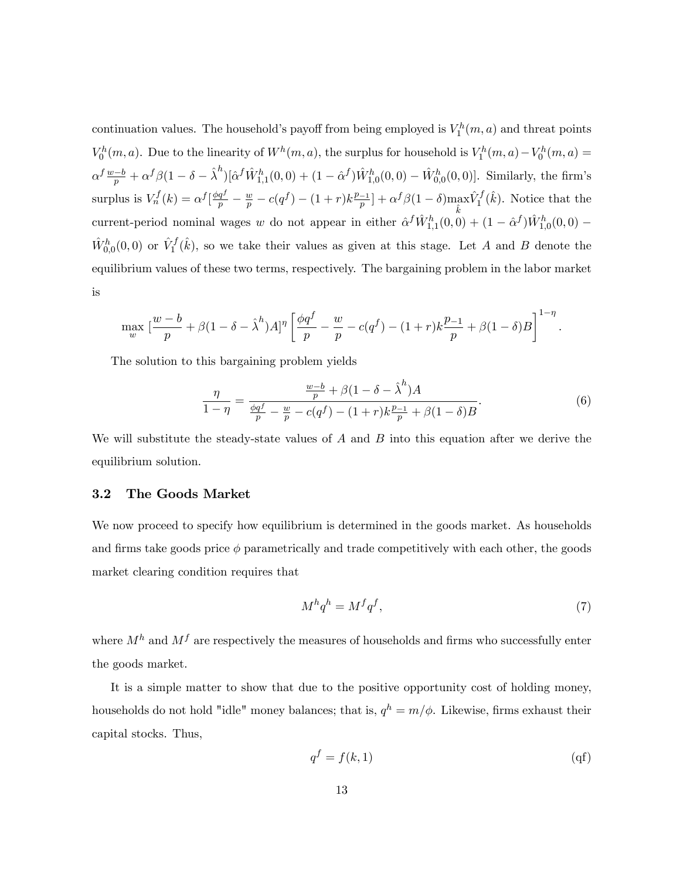continuation values. The household's payoff from being employed is $V_1^h(m,a)$ and threat points $V_0^h(m,a)$. Due to the linearity of $W^h(m,a)$, the surplus for household is $V_1^h(m,a) - V_0^h(m,a) = \alpha^f \frac{w-b}{p} + \alpha^f \beta(1-\delta-\hat{\lambda}^h)[\hat{\alpha}^f \hat{W}_{1,1}^h(0,0) + (1-\hat{\alpha}^f)\hat{W}_{1,0}^h(0,0) - \hat{W}_{0,0}^h(0,0)]$. Similarly, the firm's surplus is $V_n^f(k) = \alpha^f[\frac{\phi q^f}{p} - \frac{w}{p} - c(q^f) - (1+r)k\frac{p_{-1}}{p}] + \alpha^f \beta(1-\delta)\max_{\hat{k}} \hat{V}_1^f(\hat{k})$. Notice that the current-period nominal wages $w$ do not appear in either $\hat{\alpha}^f \hat{W}_{1,1}^h(0,0) + (1-\hat{\alpha}^f)\hat{W}_{1,0}^h(0,0) - \hat{W}_{0,0}^h(0,0)$ or $\hat{V}_1^f(\hat{k})$, so we take their values as given at this stage. Let $A$ and $B$ denote the equilibrium values of these two terms, respectively. The bargaining problem in the labor market is

$$\max_w \, [\frac{w-b}{p} + \beta(1-\delta-\hat{\lambda}^h)A]^\eta \left[\frac{\phi q^f}{p} - \frac{w}{p} - c(q^f) - (1+r)k\frac{p_{-1}}{p} + \beta(1-\delta)B\right]^{1-\eta}.$$

The solution to this bargaining problem yields

$$\frac{\eta}{1-\eta} = \frac{\frac{w-b}{p} + \beta(1-\delta-\hat{\lambda}^h)A}{\frac{\phi q^f}{p} - \frac{w}{p} - c(q^f) - (1+r)k\frac{p_{-1}}{p} + \beta(1-\delta)B}. \tag{6}$$

We will substitute the steady-state values of $A$ and $B$ into this equation after we derive the equilibrium solution.

### 3.2 The Goods Market

We now proceed to specify how equilibrium is determined in the goods market. As households and firms take goods price $\phi$ parametrically and trade competitively with each other, the goods market clearing condition requires that

$$M^h q^h = M^f q^f, \tag{7}$$

where $M^h$ and $M^f$ are respectively the measures of households and firms who successfully enter the goods market.

It is a simple matter to show that due to the positive opportunity cost of holding money, households do not hold "idle" money balances; that is, $q^h = m/\phi$. Likewise, firms exhaust their capital stocks. Thus,

$$q^f = f(k,1) \tag{qf}$$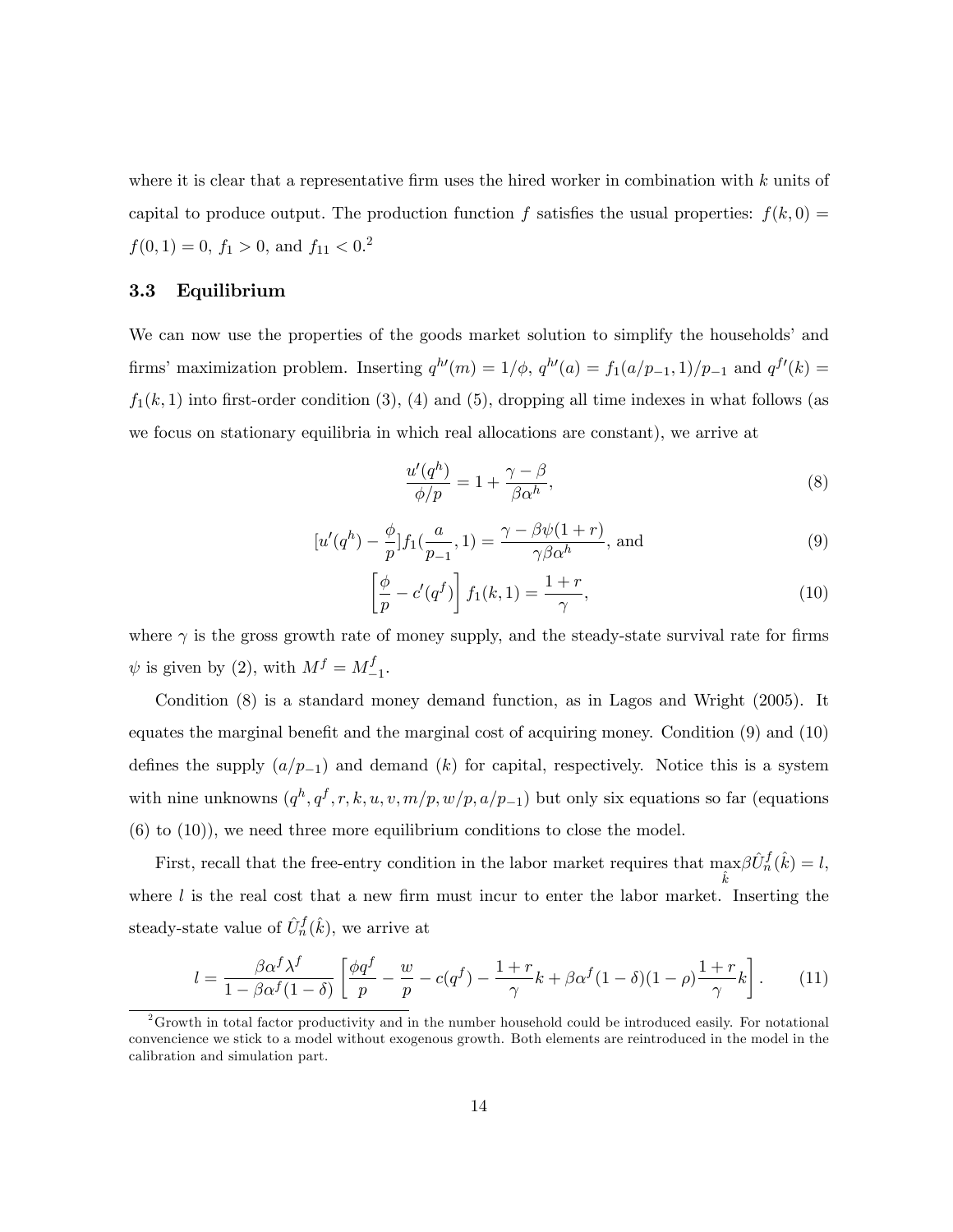where it is clear that a representative firm uses the hired worker in combination with $k$ units of capital to produce output. The production function $f$ satisfies the usual properties: $f(k,0) = f(0,1) = 0$, $f_1 > 0$, and $f_{11} < 0$.[2]

### 3.3 Equilibrium

We can now use the properties of the goods market solution to simplify the households' and firms' maximization problem. Inserting $q^{h\prime}(m) = 1/\phi$, $q^{h\prime}(a) = f_1(a/p_{-1}, 1)/p_{-1}$ and $q^{f\prime}(k) = f_1(k, 1)$ into first-order condition (3), (4) and (5), dropping all time indexes in what follows (as we focus on stationary equilibria in which real allocations are constant), we arrive at

$$\frac{u'(q^h)}{\phi/p} = 1 + \frac{\gamma - \beta}{\beta\alpha^h}, \tag{8}$$

$$[u'(q^h) - \frac{\phi}{p}]f_1(\frac{a}{p_{-1}}, 1) = \frac{\gamma - \beta\psi(1+r)}{\gamma\beta\alpha^h}, \text{ and} \tag{9}$$

$$\left[\frac{\phi}{p} - c'(q^f)\right] f_1(k, 1) = \frac{1+r}{\gamma}, \tag{10}$$

where $\gamma$ is the gross growth rate of money supply, and the steady-state survival rate for firms $\psi$ is given by (2), with $M^f = M^f_{-1}$.

Condition (8) is a standard money demand function, as in Lagos and Wright (2005). It equates the marginal benefit and the marginal cost of acquiring money. Condition (9) and (10) defines the supply ($a/p_{-1}$) and demand ($k$) for capital, respectively. Notice this is a system with nine unknowns ($q^h, q^f, r, k, u, v, m/p, w/p, a/p_{-1}$) but only six equations so far (equations (6) to (10)), we need three more equilibrium conditions to close the model.

First, recall that the free-entry condition in the labor market requires that $\max_{\hat{k}} \beta \hat{U}^f_n(\hat{k}) = l$, where $l$ is the real cost that a new firm must incur to enter the labor market. Inserting the steady-state value of $\hat{U}^f_n(\hat{k})$, we arrive at

$$l = \frac{\beta\alpha^f\lambda^f}{1 - \beta\alpha^f(1-\delta)} \left[\frac{\phi q^f}{p} - \frac{w}{p} - c(q^f) - \frac{1+r}{\gamma}k + \beta\alpha^f(1-\delta)(1-\rho)\frac{1+r}{\gamma}k\right]. \tag{11}$$

[2]Growth in total factor productivity and in the number household could be introduced easily. For notational convencience we stick to a model without exogenous growth. Both elements are reintroduced in the model in the calibration and simulation part.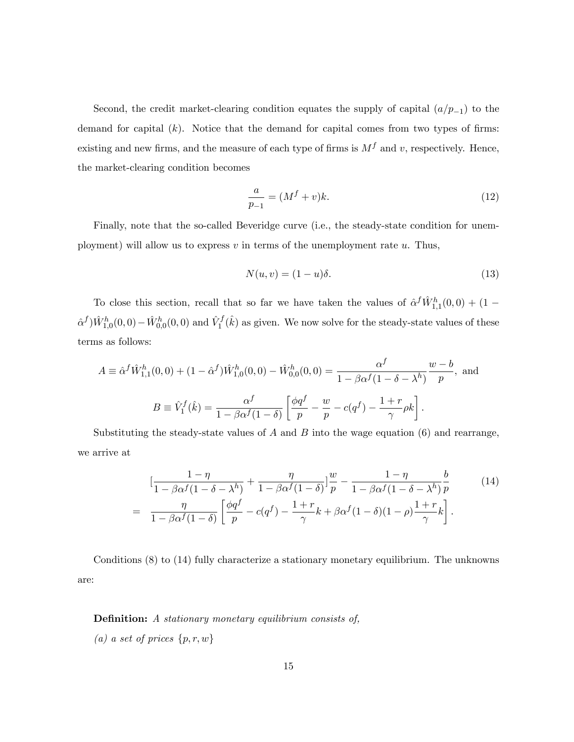Second, the credit market-clearing condition equates the supply of capital ($a/p_{-1}$) to the demand for capital ($k$). Notice that the demand for capital comes from two types of firms: existing and new firms, and the measure of each type of firms is $M^f$ and $v$, respectively. Hence, the market-clearing condition becomes

$$\frac{a}{p_{-1}} = (M^f + v)k. \tag{12}$$

Finally, note that the so-called Beveridge curve (i.e., the steady-state condition for unemployment) will allow us to express $v$ in terms of the unemployment rate $u$. Thus,

$$N(u, v) = (1 - u)\delta. \tag{13}$$

To close this section, recall that so far we have taken the values of $\hat{\alpha}^f \hat{W}^h_{1,1}(0,0) + (1 - \hat{\alpha}^f)\hat{W}^h_{1,0}(0,0) - \hat{W}^h_{0,0}(0,0)$ and $\hat{V}^f_1(\hat{k})$ as given. We now solve for the steady-state values of these terms as follows:

$$A \equiv \hat{\alpha}^f \hat{W}^h_{1,1}(0,0) + (1 - \hat{\alpha}^f)\hat{W}^h_{1,0}(0,0) - \hat{W}^h_{0,0}(0,0) = \frac{\alpha^f}{1 - \beta\alpha^f(1 - \delta - \lambda^h)} \frac{w - b}{p}, \text{ and}$$

$$B \equiv \hat{V}^f_1(\hat{k}) = \frac{\alpha^f}{1 - \beta\alpha^f(1 - \delta)} \left[ \frac{\phi q^f}{p} - \frac{w}{p} - c(q^f) - \frac{1 + r}{\gamma}\rho k \right].$$

Substituting the steady-state values of $A$ and $B$ into the wage equation (6) and rearrange, we arrive at

$$\begin{aligned}
&\left[\frac{1 - \eta}{1 - \beta\alpha^f(1 - \delta - \lambda^h)} + \frac{\eta}{1 - \beta\alpha^f(1 - \delta)}\right]\frac{w}{p} - \frac{1 - \eta}{1 - \beta\alpha^f(1 - \delta - \lambda^h)}\frac{b}{p} \\
= \quad & \frac{\eta}{1 - \beta\alpha^f(1 - \delta)} \left[ \frac{\phi q^f}{p} - c(q^f) - \frac{1 + r}{\gamma}k + \beta\alpha^f(1 - \delta)(1 - \rho)\frac{1 + r}{\gamma}k \right].
\end{aligned} \tag{14}$$

Conditions (8) to (14) fully characterize a stationary monetary equilibrium. The unknowns are:

**Definition:** *A stationary monetary equilibrium consists of,*

*(a) a set of prices* $\{p, r, w\}$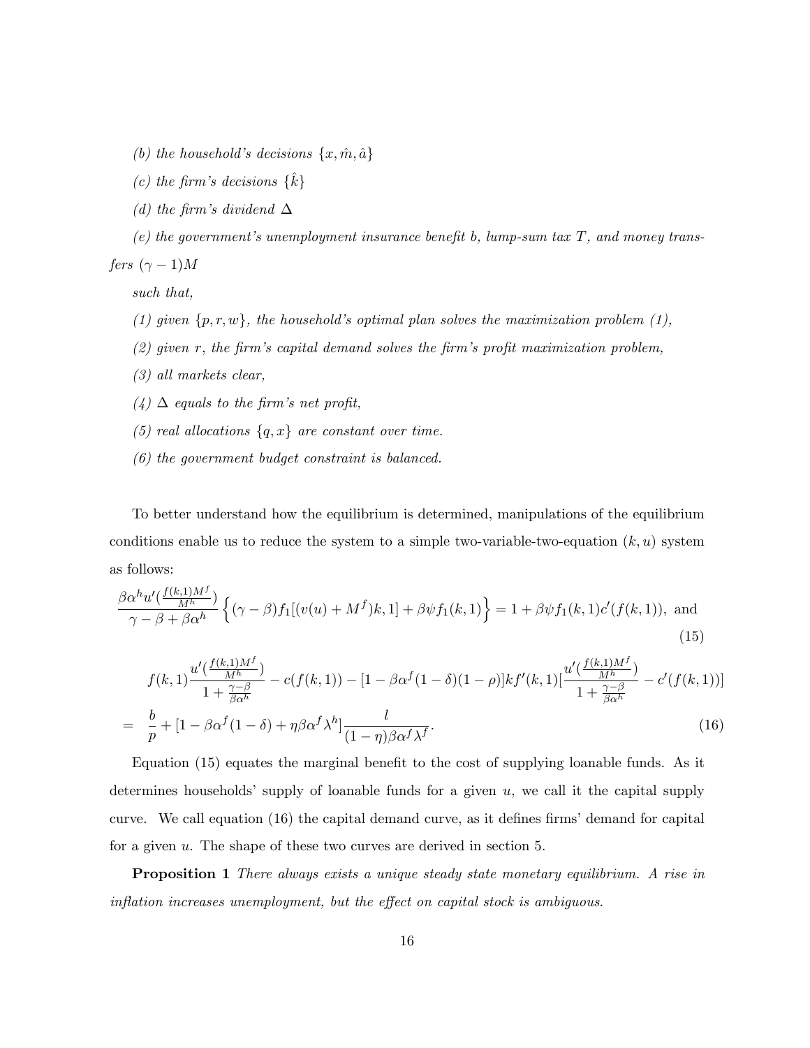*(b) the household's decisions $\{x, \hat{m}, \hat{a}\}$*

*(c) the firm's decisions $\{\hat{k}\}$*

*(d) the firm's dividend $\Delta$*

*(e) the government's unemployment insurance benefit $b$, lump-sum tax $T$, and money transfers $(\gamma - 1)M$*

*such that,*

*(1) given $\{p, r, w\}$, the household's optimal plan solves the maximization problem (1),*

*(2) given $r$, the firm's capital demand solves the firm's profit maximization problem,*

*(3) all markets clear,*

*(4) $\Delta$ equals to the firm's net profit,*

*(5) real allocations $\{q, x\}$ are constant over time.*

*(6) the government budget constraint is balanced.*

To better understand how the equilibrium is determined, manipulations of the equilibrium conditions enable us to reduce the system to a simple two-variable-two-equation $(k, u)$ system as follows:

$$\frac{\beta\alpha^h u'(\frac{f(k,1)M^f}{M^h})}{\gamma - \beta + \beta\alpha^h}\Big\{(\gamma-\beta)f_1[(v(u)+M^f)k, 1] + \beta\psi f_1(k,1)\Big\} = 1 + \beta\psi f_1(k,1)c'(f(k,1)), \text{ and} \tag{15}$$

$$\begin{aligned} & f(k,1)\frac{u'(\frac{f(k,1)M^f}{M^h})}{1+\frac{\gamma-\beta}{\beta\alpha^h}} - c(f(k,1)) - [1-\beta\alpha^f(1-\delta)(1-\rho)]kf'(k,1)[\frac{u'(\frac{f(k,1)M^f}{M^h})}{1+\frac{\gamma-\beta}{\beta\alpha^h}} - c'(f(k,1))] \\ = \; & \frac{b}{p} + [1-\beta\alpha^f(1-\delta) + \eta\beta\alpha^f\lambda^h]\frac{l}{(1-\eta)\beta\alpha^f\lambda^f}. \end{aligned} \tag{16}$$

Equation (15) equates the marginal benefit to the cost of supplying loanable funds. As it determines households' supply of loanable funds for a given $u$, we call it the capital supply curve. We call equation (16) the capital demand curve, as it defines firms' demand for capital for a given $u$. The shape of these two curves are derived in section 5.

**Proposition 1** *There always exists a unique steady state monetary equilibrium. A rise in inflation increases unemployment, but the effect on capital stock is ambiguous.*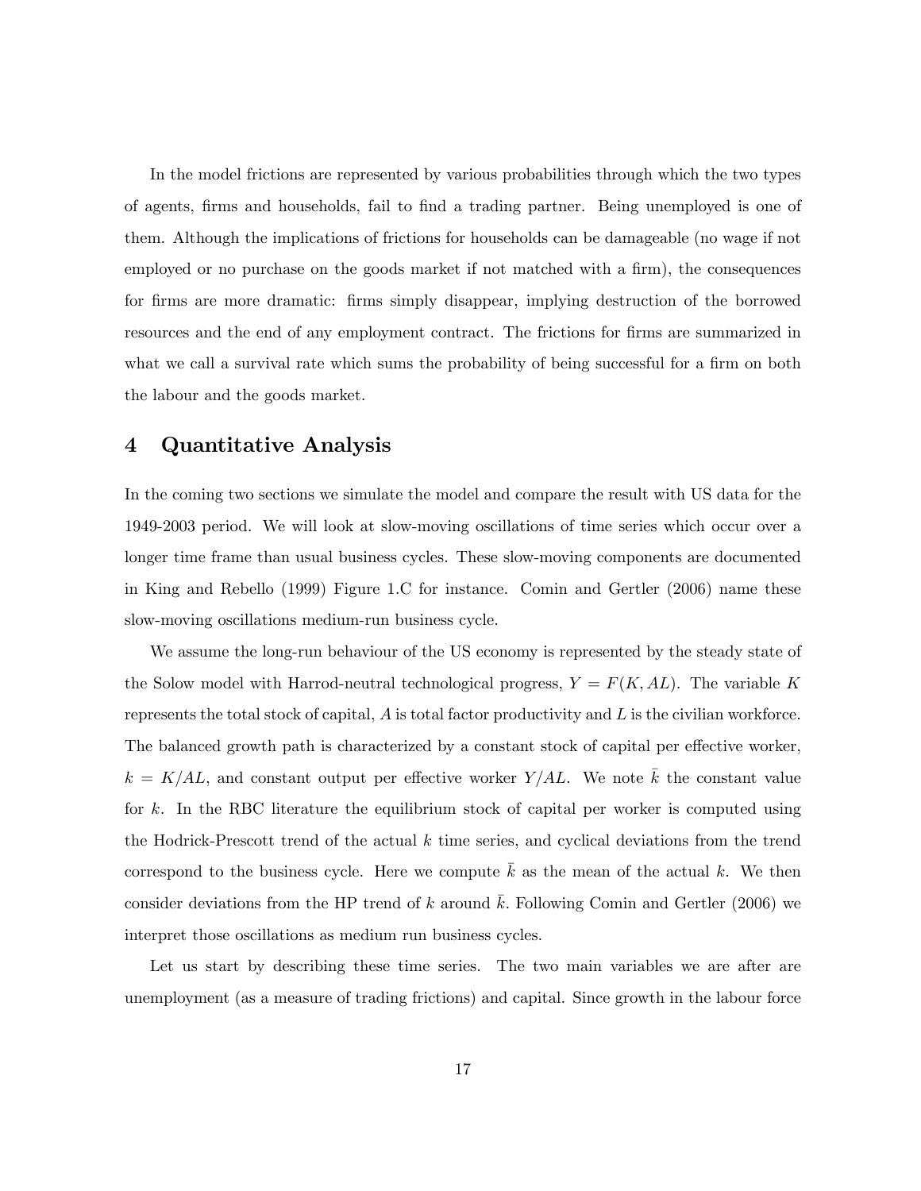In the model frictions are represented by various probabilities through which the two types of agents, firms and households, fail to find a trading partner. Being unemployed is one of them. Although the implications of frictions for households can be damageable (no wage if not employed or no purchase on the goods market if not matched with a firm), the consequences for firms are more dramatic: firms simply disappear, implying destruction of the borrowed resources and the end of any employment contract. The frictions for firms are summarized in what we call a survival rate which sums the probability of being successful for a firm on both the labour and the goods market.

## 4 Quantitative Analysis

In the coming two sections we simulate the model and compare the result with US data for the 1949-2003 period. We will look at slow-moving oscillations of time series which occur over a longer time frame than usual business cycles. These slow-moving components are documented in King and Rebello (1999) Figure 1.C for instance. Comin and Gertler (2006) name these slow-moving oscillations medium-run business cycle.

We assume the long-run behaviour of the US economy is represented by the steady state of the Solow model with Harrod-neutral technological progress, $Y = F(K, AL)$. The variable $K$ represents the total stock of capital, $A$ is total factor productivity and $L$ is the civilian workforce. The balanced growth path is characterized by a constant stock of capital per effective worker, $k = K/AL$, and constant output per effective worker $Y/AL$. We note $\bar{k}$ the constant value for $k$. In the RBC literature the equilibrium stock of capital per worker is computed using the Hodrick-Prescott trend of the actual $k$ time series, and cyclical deviations from the trend correspond to the business cycle. Here we compute $\bar{k}$ as the mean of the actual $k$. We then consider deviations from the HP trend of $k$ around $\bar{k}$. Following Comin and Gertler (2006) we interpret those oscillations as medium run business cycles.

Let us start by describing these time series. The two main variables we are after are unemployment (as a measure of trading frictions) and capital. Since growth in the labour force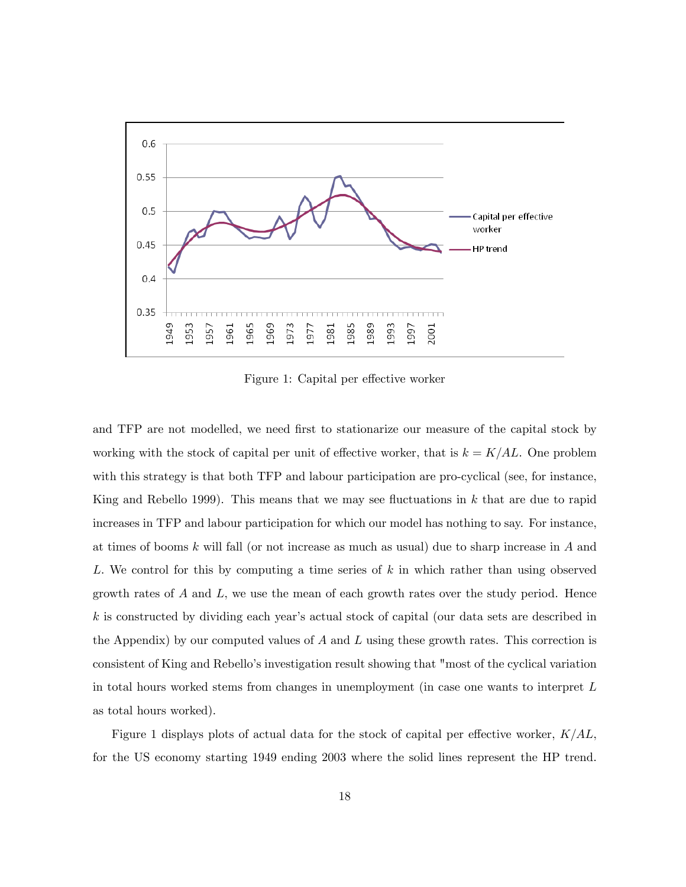Figure 1: Capital per effective worker

and TFP are not modelled, we need first to stationarize our measure of the capital stock by working with the stock of capital per unit of effective worker, that is $k = K/AL$. One problem with this strategy is that both TFP and labour participation are pro-cyclical (see, for instance, King and Rebello 1999). This means that we may see fluctuations in $k$ that are due to rapid increases in TFP and labour participation for which our model has nothing to say. For instance, at times of booms $k$ will fall (or not increase as much as usual) due to sharp increase in $A$ and $L$. We control for this by computing a time series of $k$ in which rather than using observed growth rates of $A$ and $L$, we use the mean of each growth rates over the study period. Hence $k$ is constructed by dividing each year's actual stock of capital (our data sets are described in the Appendix) by our computed values of $A$ and $L$ using these growth rates. This correction is consistent of King and Rebello's investigation result showing that "most of the cyclical variation in total hours worked stems from changes in unemployment (in case one wants to interpret $L$ as total hours worked).

Figure 1 displays plots of actual data for the stock of capital per effective worker, $K/AL$, for the US economy starting 1949 ending 2003 where the solid lines represent the HP trend.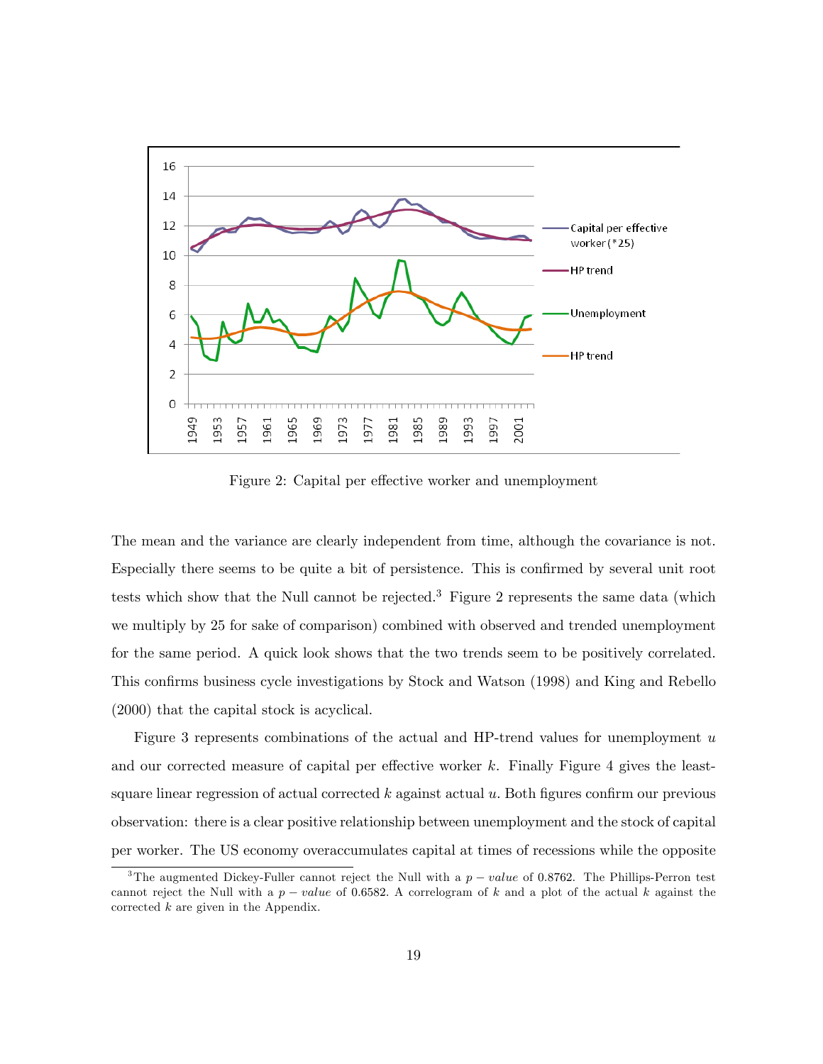Figure 2: Capital per effective worker and unemployment

The mean and the variance are clearly independent from time, although the covariance is not. Especially there seems to be quite a bit of persistence. This is confirmed by several unit root tests which show that the Null cannot be rejected.[3] Figure 2 represents the same data (which we multiply by 25 for sake of comparison) combined with observed and trended unemployment for the same period. A quick look shows that the two trends seem to be positively correlated. This confirms business cycle investigations by Stock and Watson (1998) and King and Rebello (2000) that the capital stock is acyclical.

Figure 3 represents combinations of the actual and HP-trend values for unemployment $u$ and our corrected measure of capital per effective worker $k$. Finally Figure 4 gives the least-square linear regression of actual corrected $k$ against actual $u$. Both figures confirm our previous observation: there is a clear positive relationship between unemployment and the stock of capital per worker. The US economy overaccumulates capital at times of recessions while the opposite

[3] The augmented Dickey-Fuller cannot reject the Null with a $p-value$ of 0.8762. The Phillips-Perron test cannot reject the Null with a $p-value$ of 0.6582. A correlogram of $k$ and a plot of the actual $k$ against the corrected $k$ are given in the Appendix.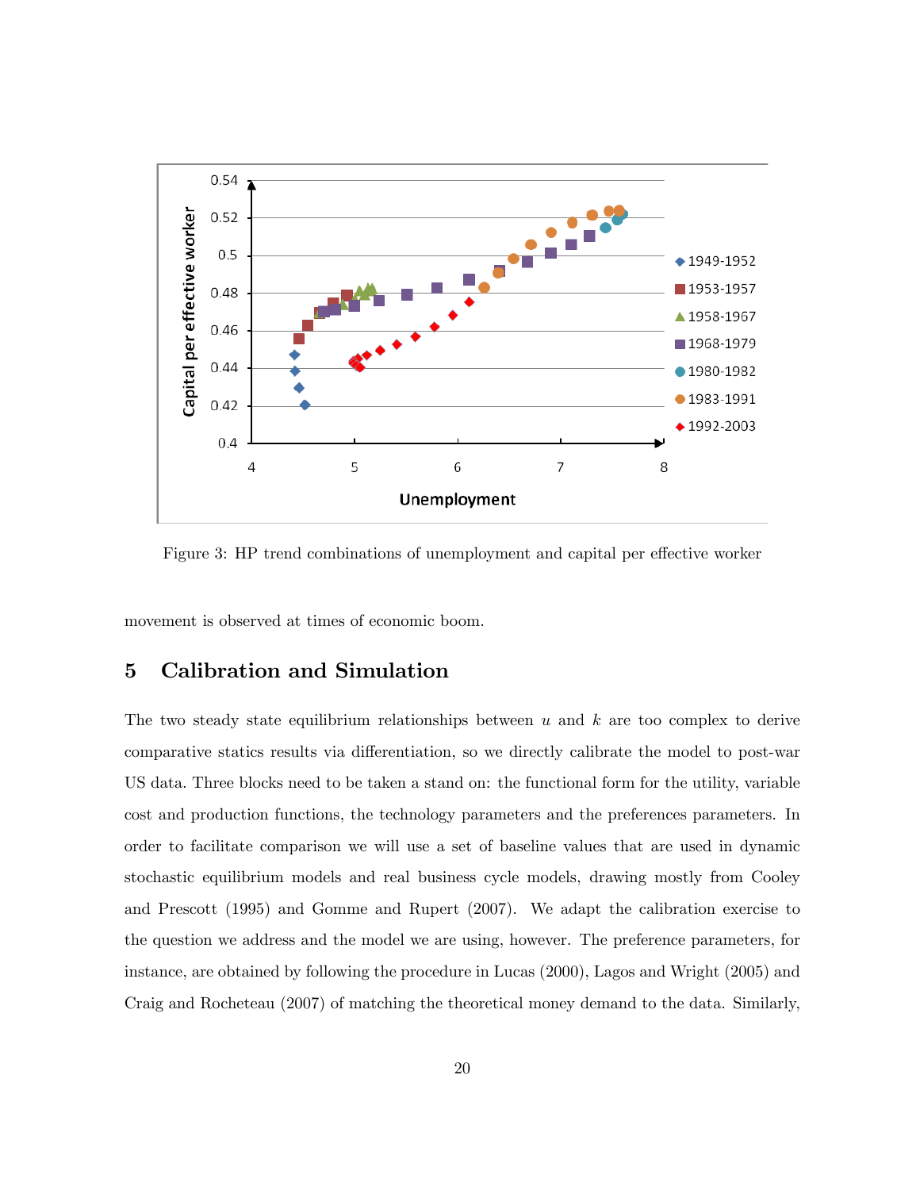Figure 3: HP trend combinations of unemployment and capital per effective worker

movement is observed at times of economic boom.

## 5 Calibration and Simulation

The two steady state equilibrium relationships between $u$ and $k$ are too complex to derive comparative statics results via differentiation, so we directly calibrate the model to post-war US data. Three blocks need to be taken a stand on: the functional form for the utility, variable cost and production functions, the technology parameters and the preferences parameters. In order to facilitate comparison we will use a set of baseline values that are used in dynamic stochastic equilibrium models and real business cycle models, drawing mostly from Cooley and Prescott (1995) and Gomme and Rupert (2007). We adapt the calibration exercise to the question we address and the model we are using, however. The preference parameters, for instance, are obtained by following the procedure in Lucas (2000), Lagos and Wright (2005) and Craig and Rocheteau (2007) of matching the theoretical money demand to the data. Similarly,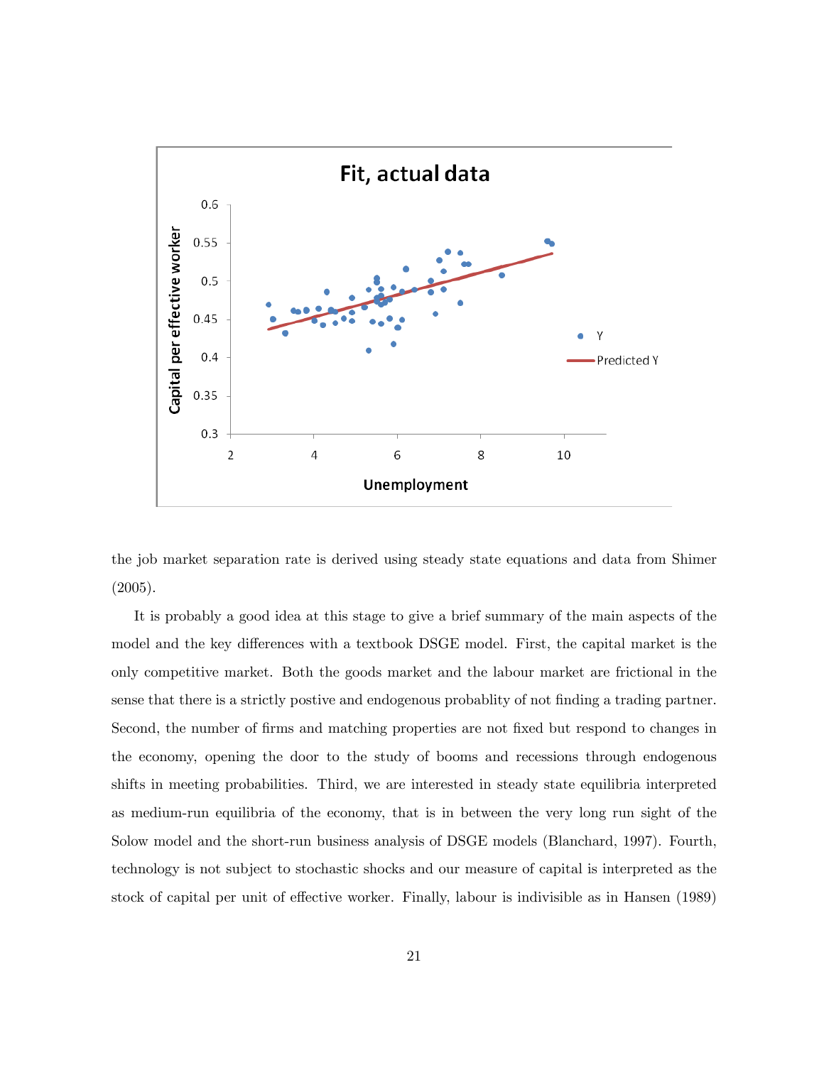the job market separation rate is derived using steady state equations and data from Shimer (2005).

It is probably a good idea at this stage to give a brief summary of the main aspects of the model and the key differences with a textbook DSGE model. First, the capital market is the only competitive market. Both the goods market and the labour market are frictional in the sense that there is a strictly postive and endogenous probablity of not finding a trading partner. Second, the number of firms and matching properties are not fixed but respond to changes in the economy, opening the door to the study of booms and recessions through endogenous shifts in meeting probabilities. Third, we are interested in steady state equilibria interpreted as medium-run equilibria of the economy, that is in between the very long run sight of the Solow model and the short-run business analysis of DSGE models (Blanchard, 1997). Fourth, technology is not subject to stochastic shocks and our measure of capital is interpreted as the stock of capital per unit of effective worker. Finally, labour is indivisible as in Hansen (1989)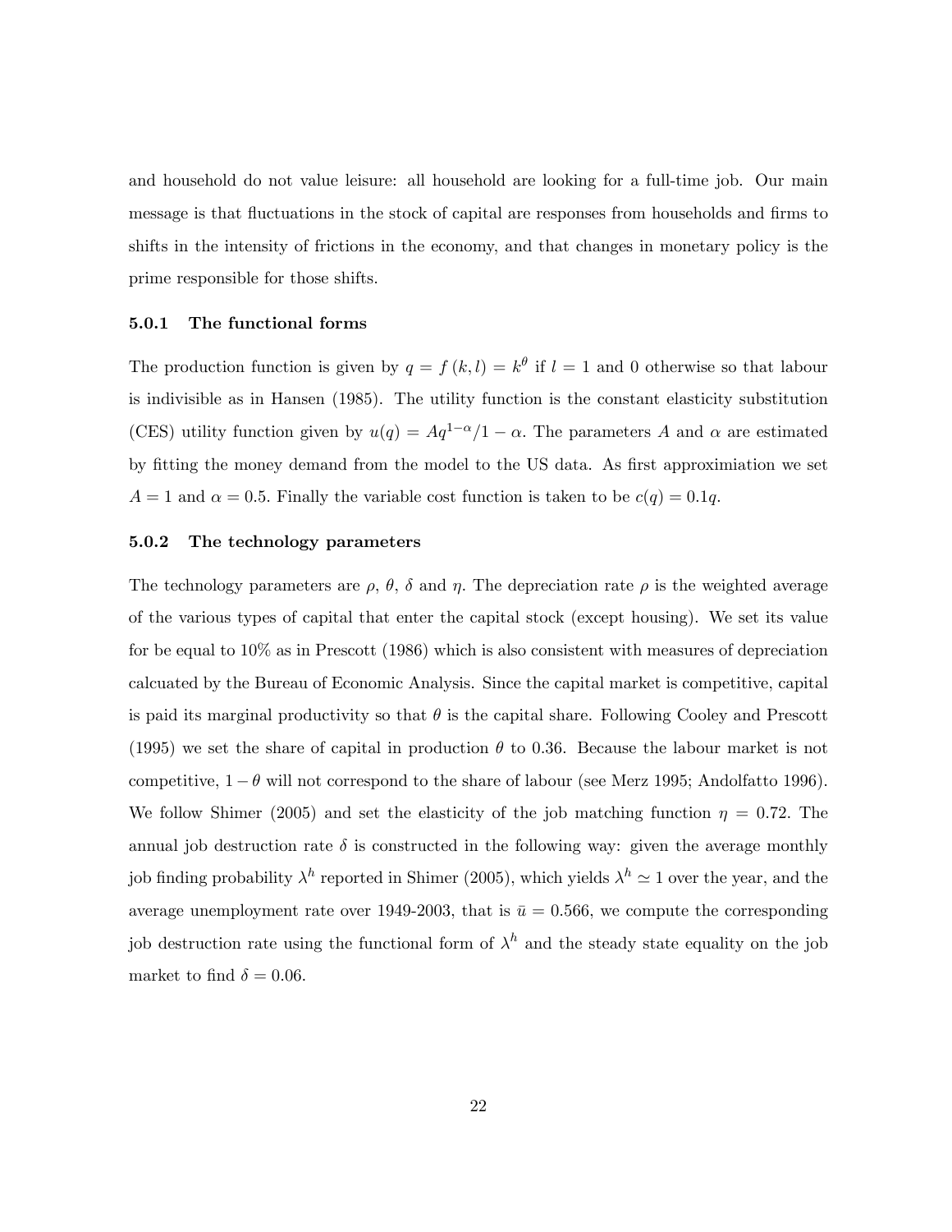and household do not value leisure: all household are looking for a full-time job. Our main message is that fluctuations in the stock of capital are responses from households and firms to shifts in the intensity of frictions in the economy, and that changes in monetary policy is the prime responsible for those shifts.

#### 5.0.1 The functional forms

The production function is given by $q = f(k, l) = k^{\theta}$ if $l = 1$ and 0 otherwise so that labour is indivisible as in Hansen (1985). The utility function is the constant elasticity substitution (CES) utility function given by $u(q) = Aq^{1-\alpha}/1 - \alpha$. The parameters $A$ and $\alpha$ are estimated by fitting the money demand from the model to the US data. As first approximiation we set $A = 1$ and $\alpha = 0.5$. Finally the variable cost function is taken to be $c(q) = 0.1q$.

#### 5.0.2 The technology parameters

The technology parameters are $\rho$, $\theta$, $\delta$ and $\eta$. The depreciation rate $\rho$ is the weighted average of the various types of capital that enter the capital stock (except housing). We set its value for be equal to 10% as in Prescott (1986) which is also consistent with measures of depreciation calcuated by the Bureau of Economic Analysis. Since the capital market is competitive, capital is paid its marginal productivity so that $\theta$ is the capital share. Following Cooley and Prescott (1995) we set the share of capital in production $\theta$ to 0.36. Because the labour market is not competitive, $1 - \theta$ will not correspond to the share of labour (see Merz 1995; Andolfatto 1996). We follow Shimer (2005) and set the elasticity of the job matching function $\eta = 0.72$. The annual job destruction rate $\delta$ is constructed in the following way: given the average monthly job finding probability $\lambda^h$ reported in Shimer (2005), which yields $\lambda^h \simeq 1$ over the year, and the average unemployment rate over 1949-2003, that is $\bar{u} = 0.566$, we compute the corresponding job destruction rate using the functional form of $\lambda^h$ and the steady state equality on the job market to find $\delta = 0.06$.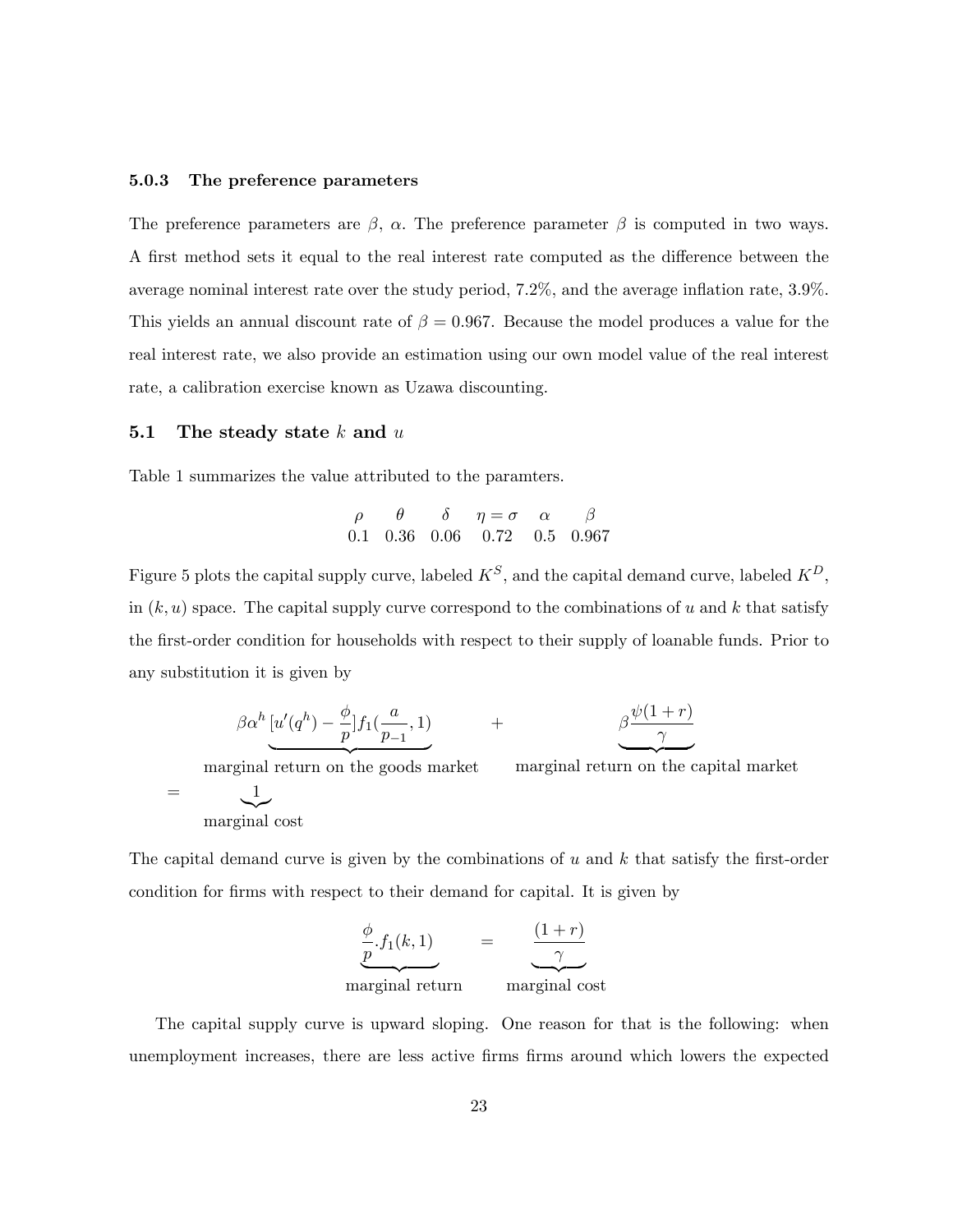### 5.0.3 The preference parameters

The preference parameters are $\beta$, $\alpha$. The preference parameter $\beta$ is computed in two ways. A first method sets it equal to the real interest rate computed as the difference between the average nominal interest rate over the study period, 7.2%, and the average inflation rate, 3.9%. This yields an annual discount rate of $\beta = 0.967$. Because the model produces a value for the real interest rate, we also provide an estimation using our own model value of the real interest rate, a calibration exercise known as Uzawa discounting.

## 5.1 The steady state $k$ and $u$

Table 1 summarizes the value attributed to the paramters.

| $\rho$ | $\theta$ | $\delta$ | $\eta = \sigma$ | $\alpha$ | $\beta$ |
|---|---|---|---|---|---|
| 0.1 | 0.36 | 0.06 | 0.72 | 0.5 | 0.967 |

Figure 5 plots the capital supply curve, labeled $K^S$, and the capital demand curve, labeled $K^D$, in $(k, u)$ space. The capital supply curve correspond to the combinations of $u$ and $k$ that satisfy the first-order condition for households with respect to their supply of loanable funds. Prior to any substitution it is given by

$$\beta\alpha^h \underbrace{[u'(q^h) - \frac{\phi}{p}]f_1(\frac{a}{p_{-1}}, 1)}_{\text{marginal return on the goods market}} \quad + \quad \underbrace{\beta\frac{\psi(1+r)}{\gamma}}_{\text{marginal return on the capital market}} = \underbrace{1}_{\text{marginal cost}}$$

The capital demand curve is given by the combinations of $u$ and $k$ that satisfy the first-order condition for firms with respect to their demand for capital. It is given by

$$\underbrace{\frac{\phi}{p}.f_1(k,1)}_{\text{marginal return}} = \underbrace{\frac{(1+r)}{\gamma}}_{\text{marginal cost}}$$

The capital supply curve is upward sloping. One reason for that is the following: when unemployment increases, there are less active firms firms around which lowers the expected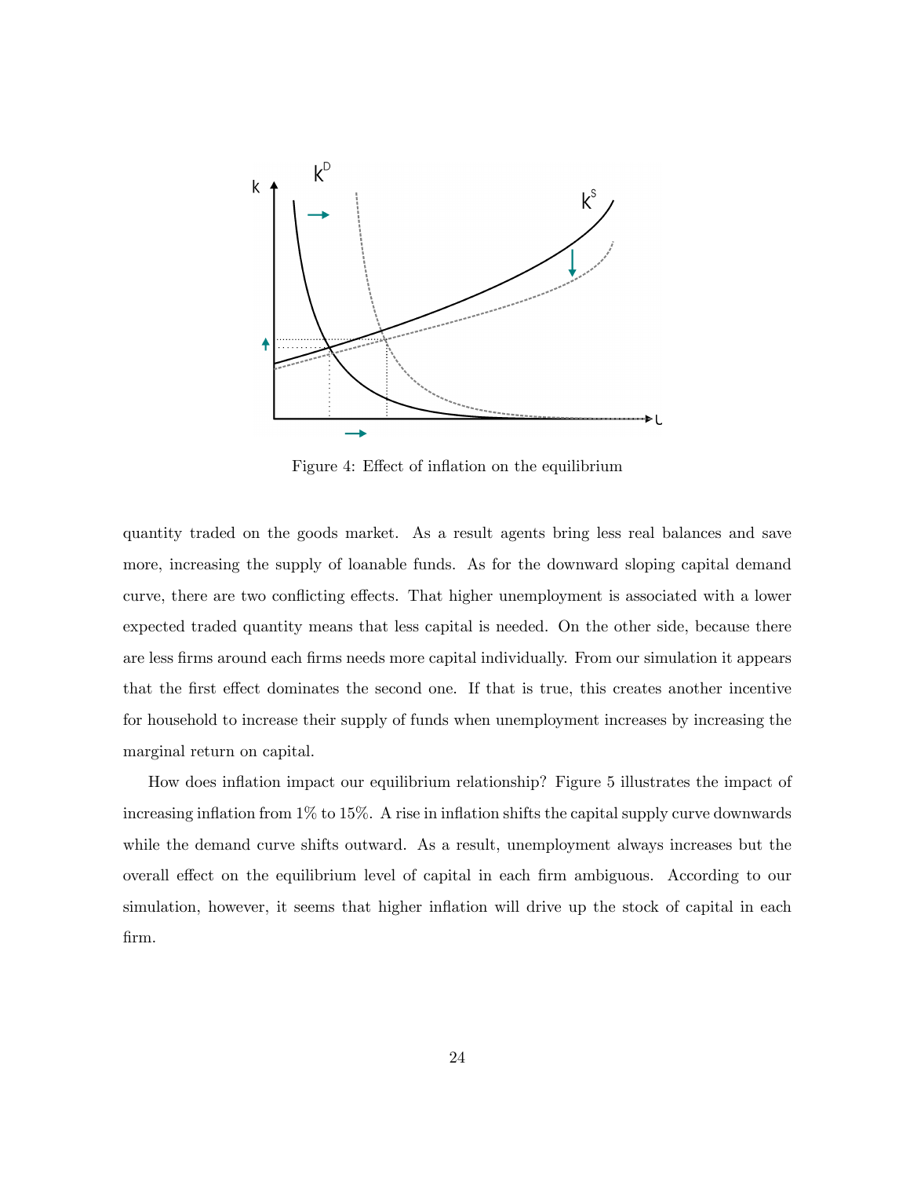Figure 4: Effect of inflation on the equilibrium

quantity traded on the goods market. As a result agents bring less real balances and save more, increasing the supply of loanable funds. As for the downward sloping capital demand curve, there are two conflicting effects. That higher unemployment is associated with a lower expected traded quantity means that less capital is needed. On the other side, because there are less firms around each firms needs more capital individually. From our simulation it appears that the first effect dominates the second one. If that is true, this creates another incentive for household to increase their supply of funds when unemployment increases by increasing the marginal return on capital.

How does inflation impact our equilibrium relationship? Figure 5 illustrates the impact of increasing inflation from 1% to 15%. A rise in inflation shifts the capital supply curve downwards while the demand curve shifts outward. As a result, unemployment always increases but the overall effect on the equilibrium level of capital in each firm ambiguous. According to our simulation, however, it seems that higher inflation will drive up the stock of capital in each firm.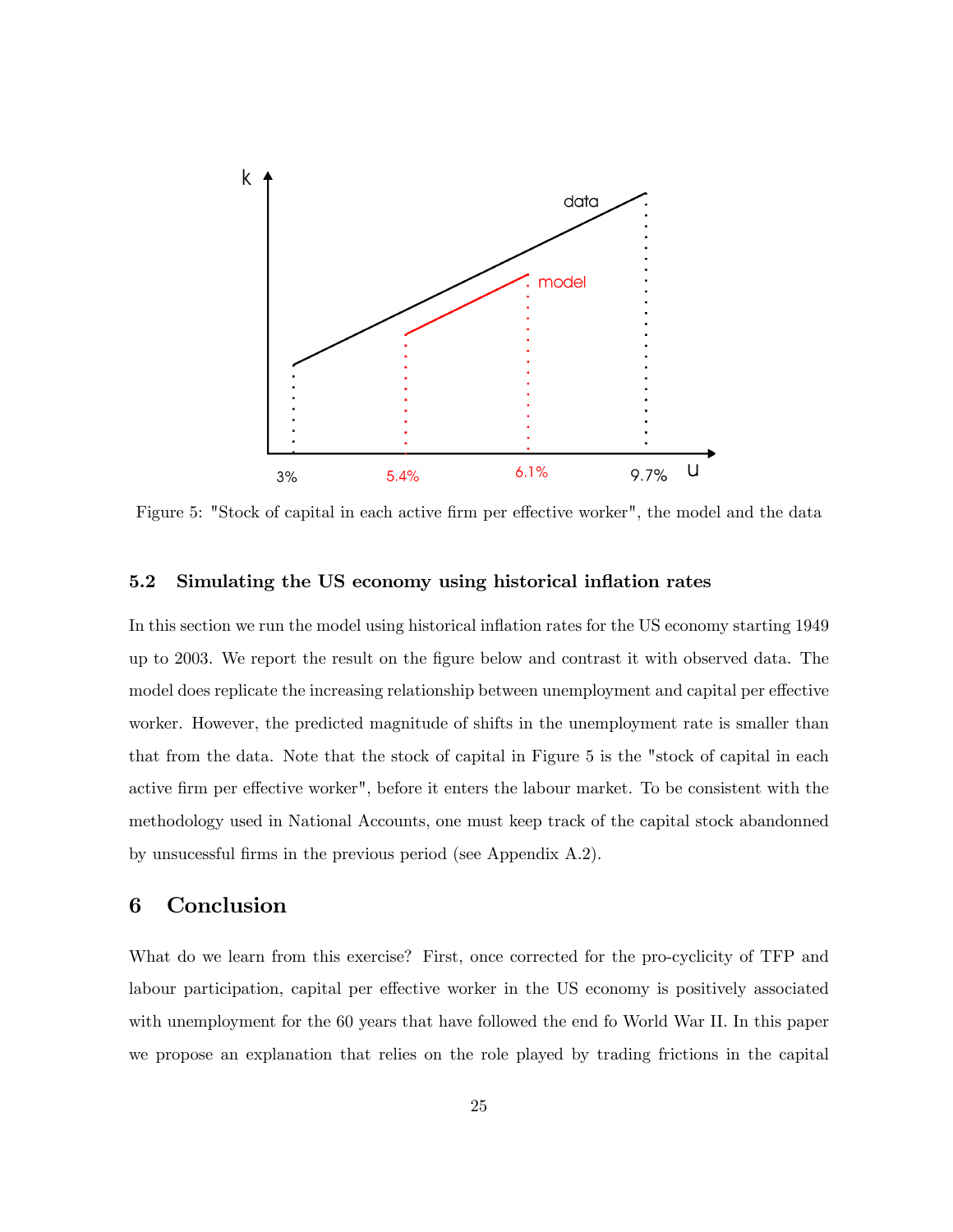Figure 5: "Stock of capital in each active firm per effective worker", the model and the data

### 5.2 Simulating the US economy using historical inflation rates

In this section we run the model using historical inflation rates for the US economy starting 1949 up to 2003. We report the result on the figure below and contrast it with observed data. The model does replicate the increasing relationship between unemployment and capital per effective worker. However, the predicted magnitude of shifts in the unemployment rate is smaller than that from the data. Note that the stock of capital in Figure 5 is the "stock of capital in each active firm per effective worker", before it enters the labour market. To be consistent with the methodology used in National Accounts, one must keep track of the capital stock abandonned by unsucessful firms in the previous period (see Appendix A.2).

# 6 Conclusion

What do we learn from this exercise? First, once corrected for the pro-cyclicity of TFP and labour participation, capital per effective worker in the US economy is positively associated with unemployment for the 60 years that have followed the end fo World War II. In this paper we propose an explanation that relies on the role played by trading frictions in the capital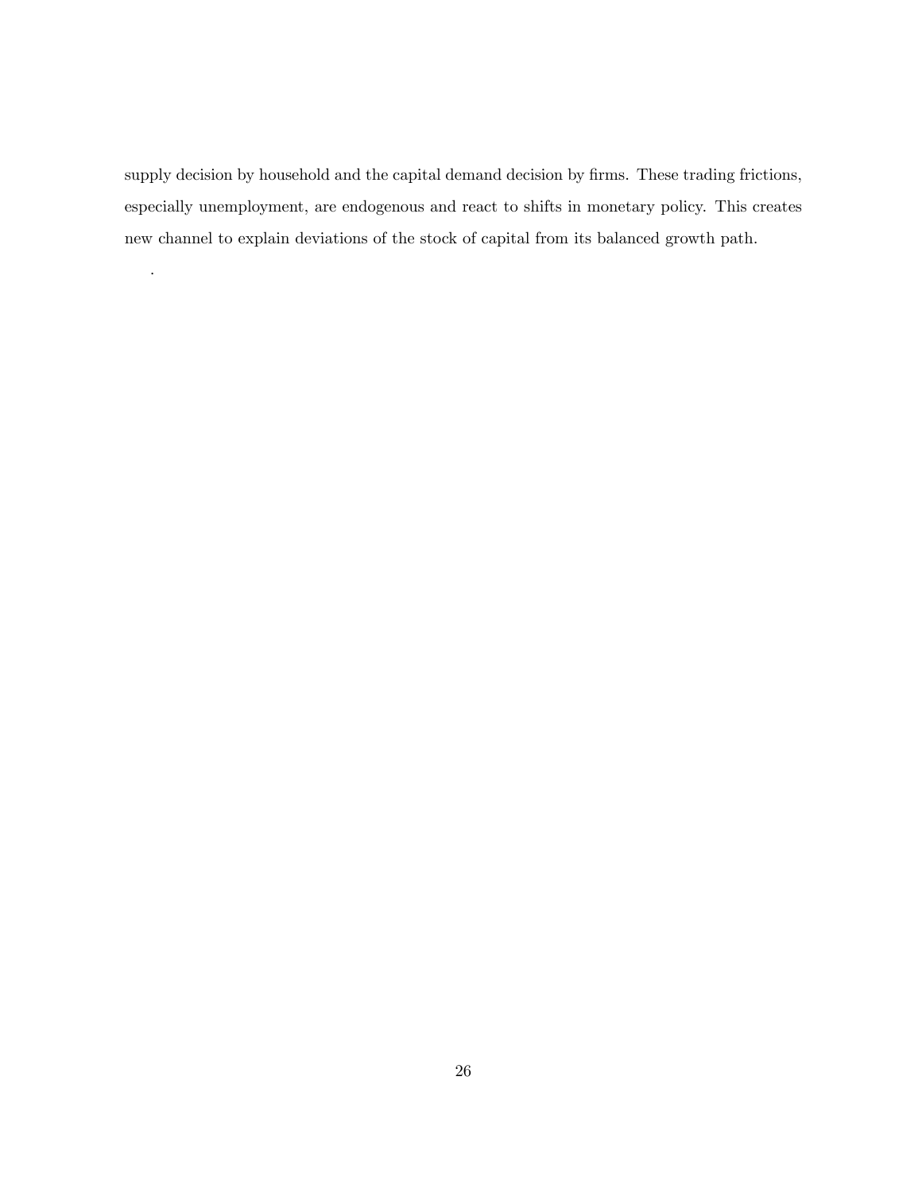supply decision by household and the capital demand decision by firms. These trading frictions, especially unemployment, are endogenous and react to shifts in monetary policy. This creates new channel to explain deviations of the stock of capital from its balanced growth path.

.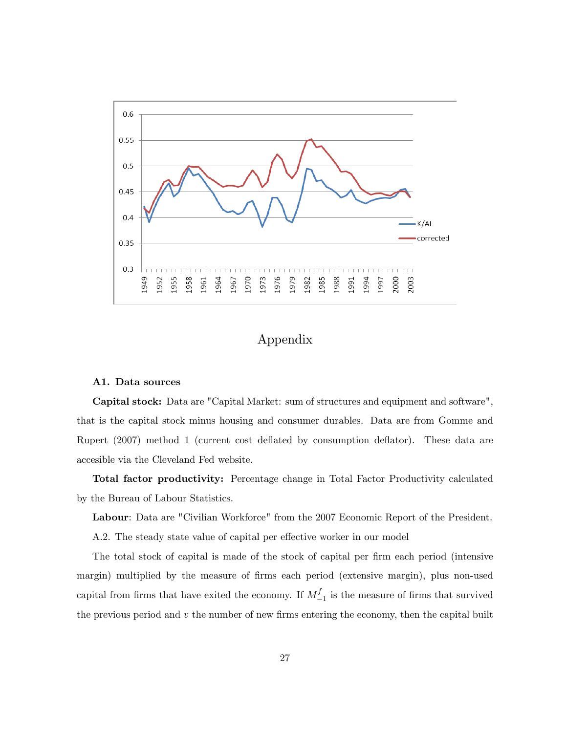# Appendix

## A1. Data sources

**Capital stock:** Data are "Capital Market: sum of structures and equipment and software", that is the capital stock minus housing and consumer durables. Data are from Gomme and Rupert (2007) method 1 (current cost deflated by consumption deflator). These data are accesible via the Cleveland Fed website.

**Total factor productivity:** Percentage change in Total Factor Productivity calculated by the Bureau of Labour Statistics.

**Labour**: Data are "Civilian Workforce" from the 2007 Economic Report of the President.

A.2. The steady state value of capital per effective worker in our model

The total stock of capital is made of the stock of capital per firm each period (intensive margin) multiplied by the measure of firms each period (extensive margin), plus non-used capital from firms that have exited the economy. If $M_{-1}^{f}$ is the measure of firms that survived the previous period and $v$ the number of new firms entering the economy, then the capital built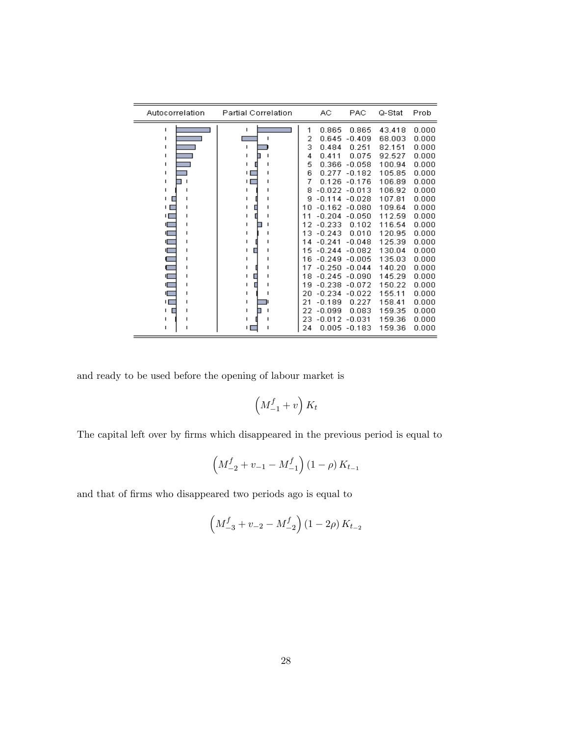| Autocorrelation | Partial Correlation | | AC | PAC | Q-Stat | Prob |
|---|---|---|---|---|---|---|
| | | 1 | 0.865 | 0.865 | 43.418 | 0.000 |
| | | 2 | 0.645 | -0.409 | 68.003 | 0.000 |
| | | 3 | 0.484 | 0.251 | 82.151 | 0.000 |
| | | 4 | 0.411 | 0.075 | 92.527 | 0.000 |
| | | 5 | 0.366 | -0.058 | 100.94 | 0.000 |
| | | 6 | 0.277 | -0.182 | 105.85 | 0.000 |
| | | 7 | 0.126 | -0.176 | 106.89 | 0.000 |
| | | 8 | -0.022 | -0.013 | 106.92 | 0.000 |
| | | 9 | -0.114 | -0.028 | 107.81 | 0.000 |
| | | 10 | -0.162 | -0.080 | 109.64 | 0.000 |
| | | 11 | -0.204 | -0.050 | 112.59 | 0.000 |
| | | 12 | -0.233 | 0.102 | 116.54 | 0.000 |
| | | 13 | -0.243 | 0.010 | 120.95 | 0.000 |
| | | 14 | -0.241 | -0.048 | 125.39 | 0.000 |
| | | 15 | -0.244 | -0.082 | 130.04 | 0.000 |
| | | 16 | -0.249 | -0.005 | 135.03 | 0.000 |
| | | 17 | -0.250 | -0.044 | 140.20 | 0.000 |
| | | 18 | -0.245 | -0.090 | 145.29 | 0.000 |
| | | 19 | -0.238 | -0.072 | 150.22 | 0.000 |
| | | 20 | -0.234 | -0.022 | 155.11 | 0.000 |
| | | 21 | -0.189 | 0.227 | 158.41 | 0.000 |
| | | 22 | -0.099 | 0.083 | 159.35 | 0.000 |
| | | 23 | -0.012 | -0.031 | 159.36 | 0.000 |
| | | 24 | 0.005 | -0.183 | 159.36 | 0.000 |

and ready to be used before the opening of labour market is

$$\left(M^f_{-1} + v\right) K_t$$

The capital left over by firms which disappeared in the previous period is equal to

$$\left(M^f_{-2} + v_{-1} - M^f_{-1}\right) (1 - \rho) K_{t_{-1}}$$

and that of firms who disappeared two periods ago is equal to

$$\left(M^f_{-3} + v_{-2} - M^f_{-2}\right) (1 - 2\rho) K_{t_{-2}}$$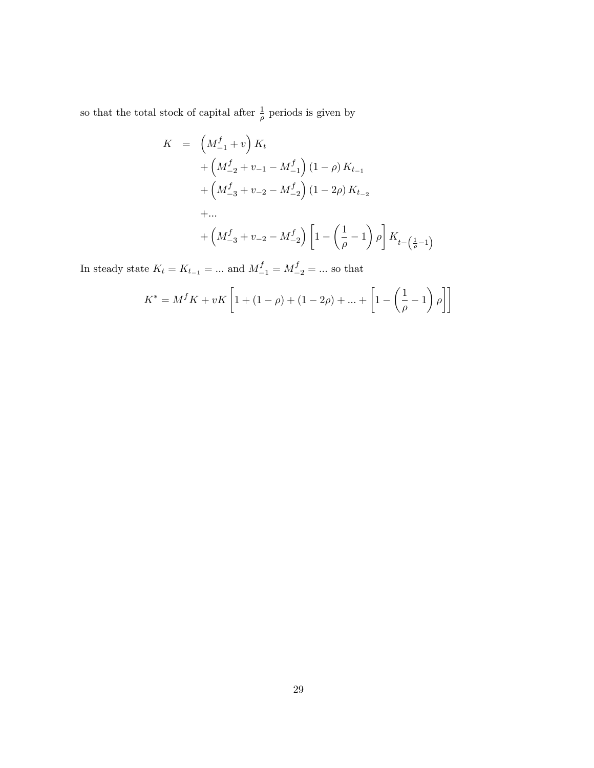so that the total stock of capital after $\frac{1}{\rho}$ periods is given by

$$
\begin{aligned}
K &= \left(M_{-1}^{f}+v\right)K_t \\
&\quad+\left(M_{-2}^{f}+v_{-1}-M_{-1}^{f}\right)(1-\rho)\,K_{t_{-1}} \\
&\quad+\left(M_{-3}^{f}+v_{-2}-M_{-2}^{f}\right)(1-2\rho)\,K_{t_{-2}} \\
&\quad+... \\
&\quad+\left(M_{-3}^{f}+v_{-2}-M_{-2}^{f}\right)\left[1-\left(\frac{1}{\rho}-1\right)\rho\right]K_{t-\left(\frac{1}{\rho}-1\right)}
\end{aligned}
$$

In steady state $K_t = K_{t_{-1}} = ...$ and $M_{-1}^{f} = M_{-2}^{f} = ...$ so that

$$
K^{*} = M^{f}K + vK\left[1+(1-\rho)+(1-2\rho)+...+\left[1-\left(\frac{1}{\rho}-1\right)\rho\right]\right]
$$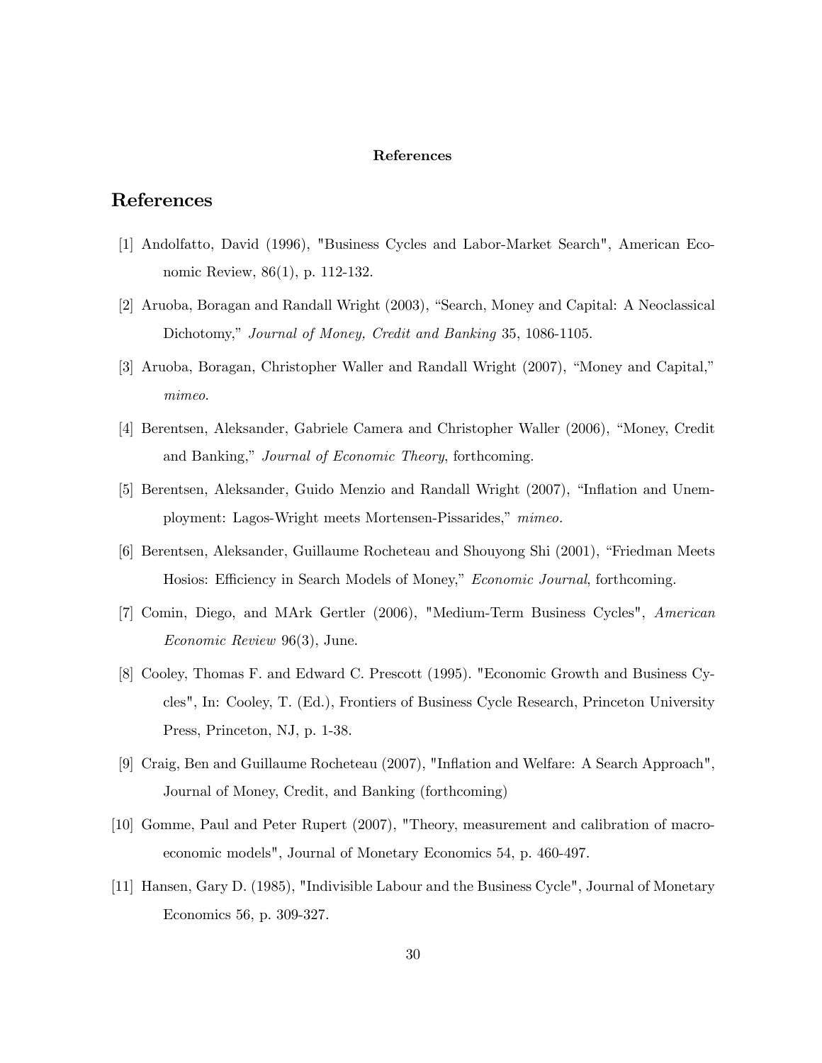**References**

# References

[1] Andolfatto, David (1996), "Business Cycles and Labor-Market Search", American Economic Review, 86(1), p. 112-132.

[2] Aruoba, Boragan and Randall Wright (2003), "Search, Money and Capital: A Neoclassical Dichotomy," *Journal of Money, Credit and Banking* 35, 1086-1105.

[3] Aruoba, Boragan, Christopher Waller and Randall Wright (2007), "Money and Capital," *mimeo*.

[4] Berentsen, Aleksander, Gabriele Camera and Christopher Waller (2006), "Money, Credit and Banking," *Journal of Economic Theory*, forthcoming.

[5] Berentsen, Aleksander, Guido Menzio and Randall Wright (2007), "Inflation and Unemployment: Lagos-Wright meets Mortensen-Pissarides," *mimeo.*

[6] Berentsen, Aleksander, Guillaume Rocheteau and Shouyong Shi (2001), "Friedman Meets Hosios: Efficiency in Search Models of Money," *Economic Journal*, forthcoming.

[7] Comin, Diego, and MArk Gertler (2006), "Medium-Term Business Cycles", *American Economic Review* 96(3), June.

[8] Cooley, Thomas F. and Edward C. Prescott (1995). "Economic Growth and Business Cycles", In: Cooley, T. (Ed.), Frontiers of Business Cycle Research, Princeton University Press, Princeton, NJ, p. 1-38.

[9] Craig, Ben and Guillaume Rocheteau (2007), "Inflation and Welfare: A Search Approach", Journal of Money, Credit, and Banking (forthcoming)

[10] Gomme, Paul and Peter Rupert (2007), "Theory, measurement and calibration of macroeconomic models", Journal of Monetary Economics 54, p. 460-497.

[11] Hansen, Gary D. (1985), "Indivisible Labour and the Business Cycle", Journal of Monetary Economics 56, p. 309-327.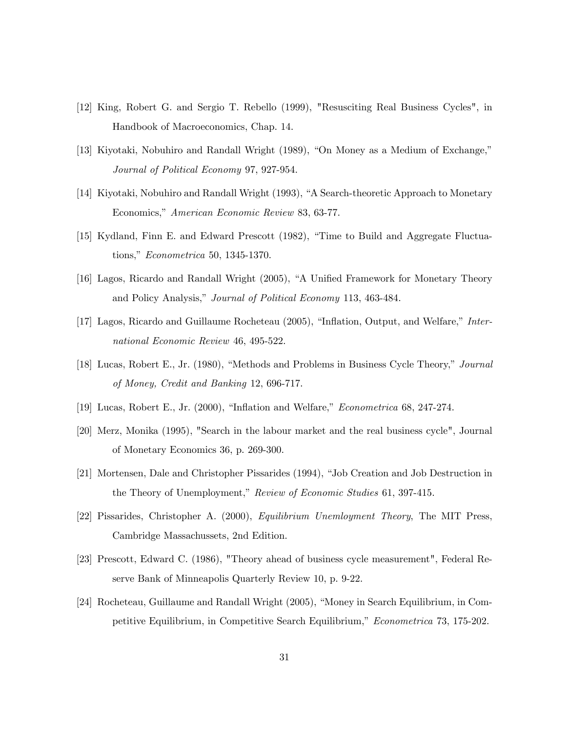[12] King, Robert G. and Sergio T. Rebello (1999), "Resusciting Real Business Cycles", in Handbook of Macroeconomics, Chap. 14.

[13] Kiyotaki, Nobuhiro and Randall Wright (1989), "On Money as a Medium of Exchange," *Journal of Political Economy* 97, 927-954.

[14] Kiyotaki, Nobuhiro and Randall Wright (1993), "A Search-theoretic Approach to Monetary Economics," *American Economic Review* 83, 63-77.

[15] Kydland, Finn E. and Edward Prescott (1982), "Time to Build and Aggregate Fluctuations," *Econometrica* 50, 1345-1370.

[16] Lagos, Ricardo and Randall Wright (2005), "A Unified Framework for Monetary Theory and Policy Analysis," *Journal of Political Economy* 113, 463-484.

[17] Lagos, Ricardo and Guillaume Rocheteau (2005), "Inflation, Output, and Welfare," *International Economic Review* 46, 495-522.

[18] Lucas, Robert E., Jr. (1980), "Methods and Problems in Business Cycle Theory," *Journal of Money, Credit and Banking* 12, 696-717.

[19] Lucas, Robert E., Jr. (2000), "Inflation and Welfare," *Econometrica* 68, 247-274.

[20] Merz, Monika (1995), "Search in the labour market and the real business cycle", Journal of Monetary Economics 36, p. 269-300.

[21] Mortensen, Dale and Christopher Pissarides (1994), "Job Creation and Job Destruction in the Theory of Unemployment," *Review of Economic Studies* 61, 397-415.

[22] Pissarides, Christopher A. (2000), *Equilibrium Unemloyment Theory*, The MIT Press, Cambridge Massachussets, 2nd Edition.

[23] Prescott, Edward C. (1986), "Theory ahead of business cycle measurement", Federal Reserve Bank of Minneapolis Quarterly Review 10, p. 9-22.

[24] Rocheteau, Guillaume and Randall Wright (2005), "Money in Search Equilibrium, in Competitive Equilibrium, in Competitive Search Equilibrium," *Econometrica* 73, 175-202.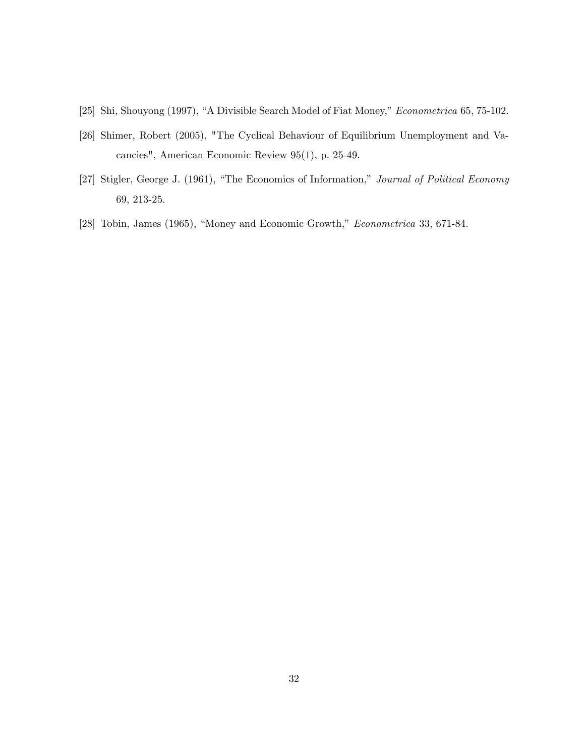[25] Shi, Shouyong (1997), "A Divisible Search Model of Fiat Money," *Econometrica* 65, 75-102.

[26] Shimer, Robert (2005), "The Cyclical Behaviour of Equilibrium Unemployment and Vacancies", American Economic Review 95(1), p. 25-49.

[27] Stigler, George J. (1961), "The Economics of Information," *Journal of Political Economy* 69, 213-25.

[28] Tobin, James (1965), "Money and Economic Growth," *Econometrica* 33, 671-84.